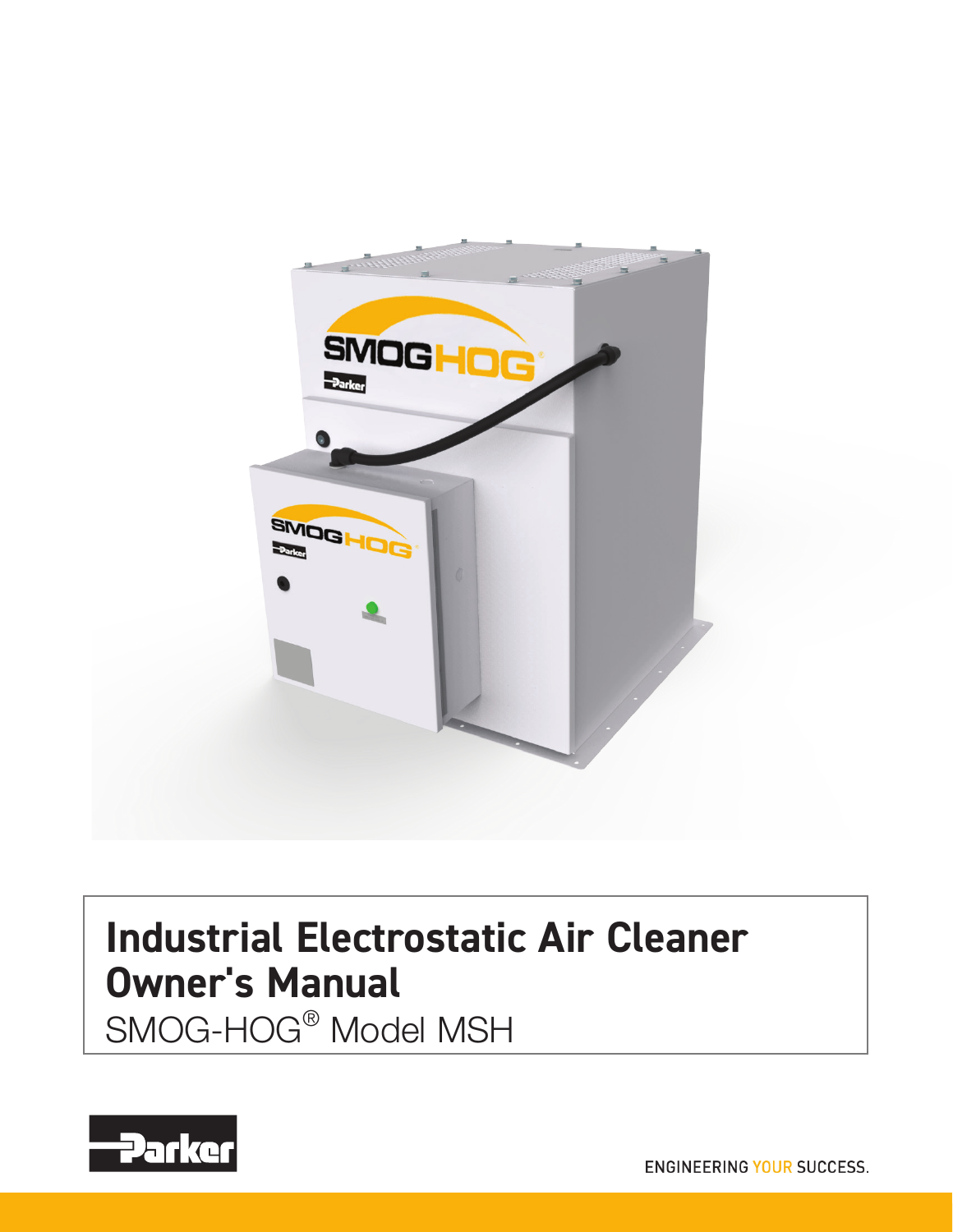# Industrial Electrostatic Air Cleaner Owner's Manual

SMOG-HOG® Model MSH

ENGINEERING YOUR SUCCESS.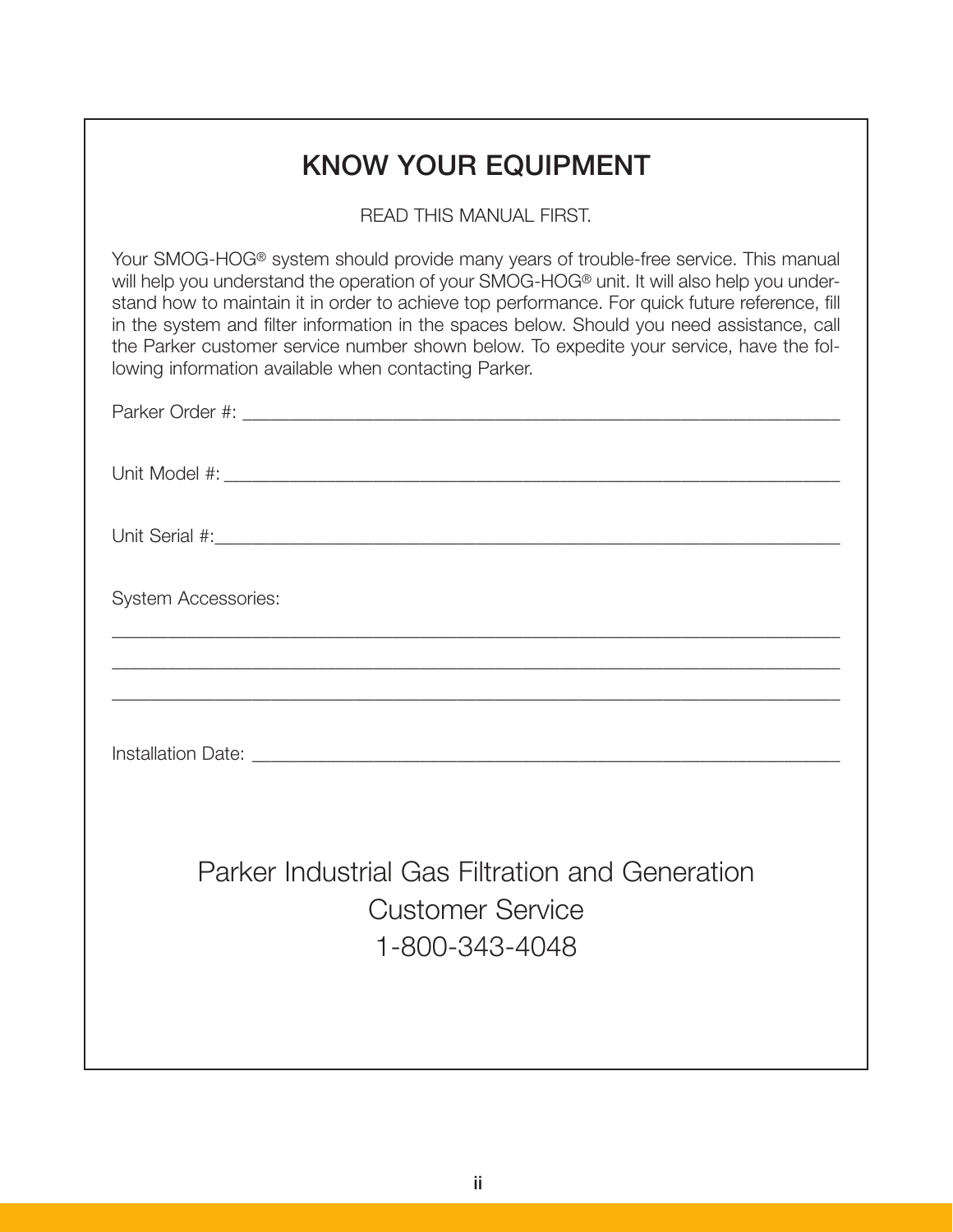# KNOW YOUR EQUIPMENT

READ THIS MANUAL FIRST.

Your SMOG-HOG® system should provide many years of trouble-free service. This manual will help you understand the operation of your SMOG-HOG® unit. It will also help you understand how to maintain it in order to achieve top performance. For quick future reference, fill in the system and filter information in the spaces below. Should you need assistance, call the Parker customer service number shown below. To expedite your service, have the following information available when contacting Parker.

Parker Order #: ___________________________________________________________

Unit Model #: ____________________________________________________________

Unit Serial #:_____________________________________________________________

System Accessories:

_________________________________________________________________________

_________________________________________________________________________

_________________________________________________________________________

Installation Date: _________________________________________________________

Parker Industrial Gas Filtration and Generation
Customer Service
1-800-343-4048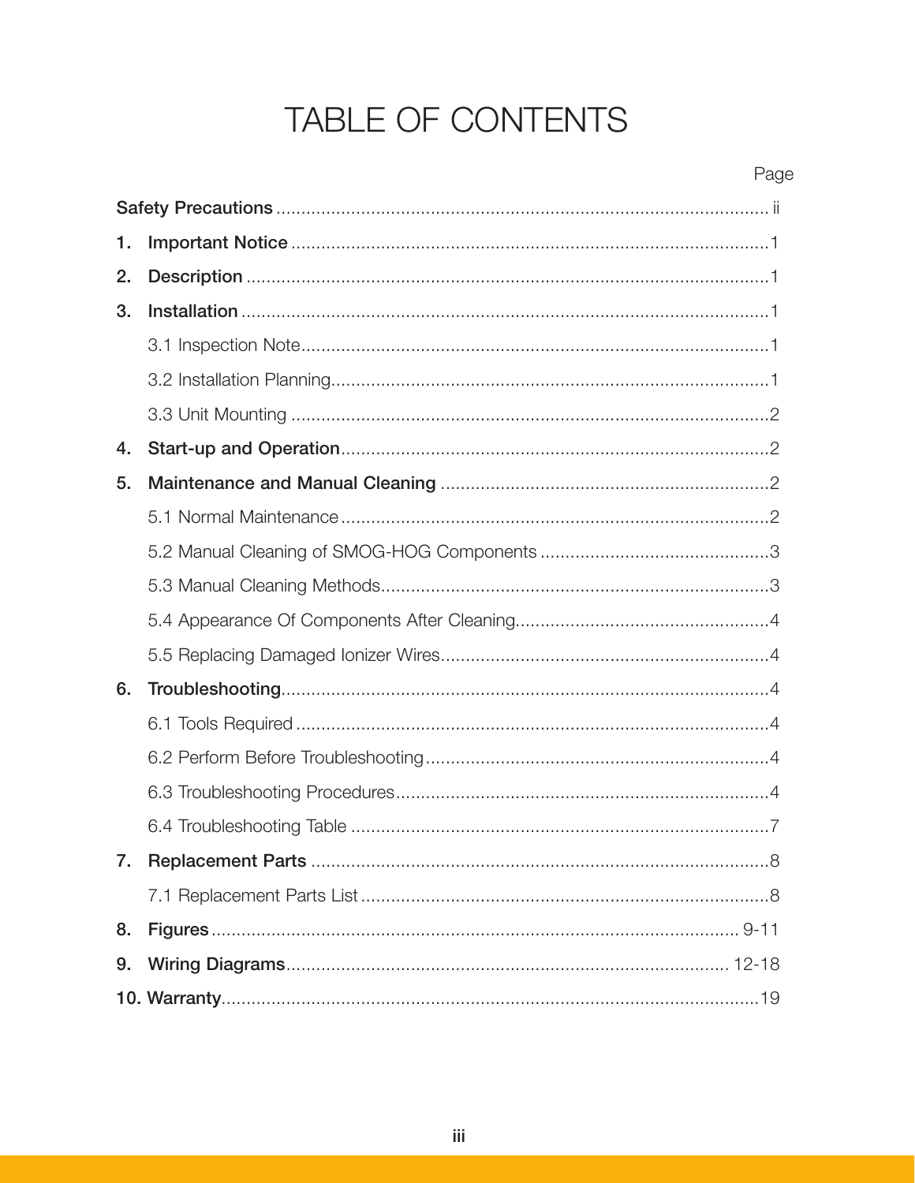# TABLE OF CONTENTS

| | Page |
|---|---|
| **Safety Precautions** | ii |
| **1. Important Notice** | 1 |
| **2. Description** | 1 |
| **3. Installation** | 1 |
| 3.1 Inspection Note | 1 |
| 3.2 Installation Planning | 1 |
| 3.3 Unit Mounting | 2 |
| **4. Start-up and Operation** | 2 |
| **5. Maintenance and Manual Cleaning** | 2 |
| 5.1 Normal Maintenance | 2 |
| 5.2 Manual Cleaning of SMOG-HOG Components | 3 |
| 5.3 Manual Cleaning Methods | 3 |
| 5.4 Appearance Of Components After Cleaning | 4 |
| 5.5 Replacing Damaged Ionizer Wires | 4 |
| **6. Troubleshooting** | 4 |
| 6.1 Tools Required | 4 |
| 6.2 Perform Before Troubleshooting | 4 |
| 6.3 Troubleshooting Procedures | 4 |
| 6.4 Troubleshooting Table | 7 |
| **7. Replacement Parts** | 8 |
| 7.1 Replacement Parts List | 8 |
| **8. Figures** | 9-11 |
| **9. Wiring Diagrams** | 12-18 |
| **10. Warranty** | 19 |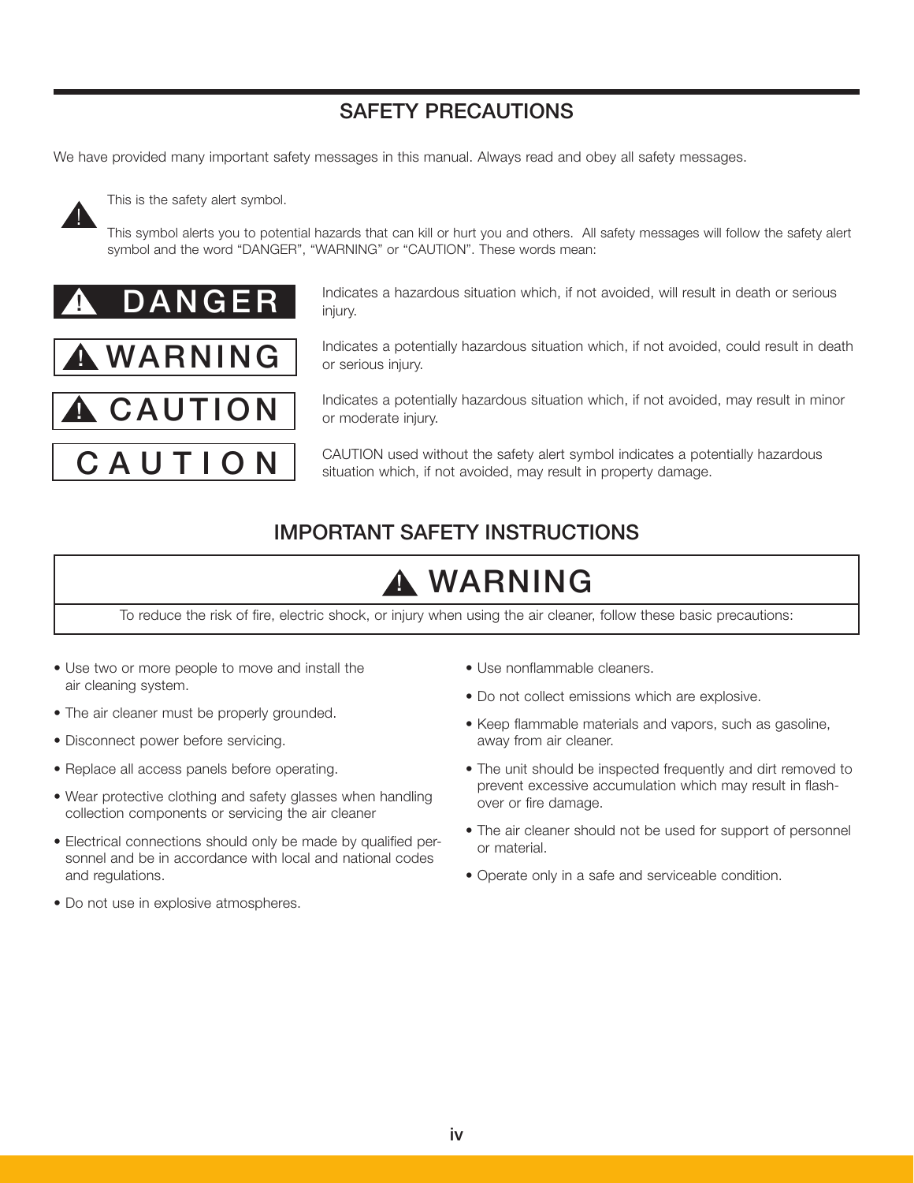## SAFETY PRECAUTIONS

We have provided many important safety messages in this manual. Always read and obey all safety messages.

This is the safety alert symbol.

This symbol alerts you to potential hazards that can kill or hurt you and others. All safety messages will follow the safety alert symbol and the word "DANGER", "WARNING" or "CAUTION". These words mean:

**DANGER** — Indicates a hazardous situation which, if not avoided, will result in death or serious injury.

**WARNING** — Indicates a potentially hazardous situation which, if not avoided, could result in death or serious injury.

**CAUTION** — Indicates a potentially hazardous situation which, if not avoided, may result in minor or moderate injury.

**CAUTION** — CAUTION used without the safety alert symbol indicates a potentially hazardous situation which, if not avoided, may result in property damage.

## IMPORTANT SAFETY INSTRUCTIONS

### WARNING

To reduce the risk of fire, electric shock, or injury when using the air cleaner, follow these basic precautions:

- Use two or more people to move and install the air cleaning system.
- The air cleaner must be properly grounded.
- Disconnect power before servicing.
- Replace all access panels before operating.
- Wear protective clothing and safety glasses when handling collection components or servicing the air cleaner
- Electrical connections should only be made by qualified personnel and be in accordance with local and national codes and regulations.
- Do not use in explosive atmospheres.
- Use nonflammable cleaners.
- Do not collect emissions which are explosive.
- Keep flammable materials and vapors, such as gasoline, away from air cleaner.
- The unit should be inspected frequently and dirt removed to prevent excessive accumulation which may result in flash-over or fire damage.
- The air cleaner should not be used for support of personnel or material.
- Operate only in a safe and serviceable condition.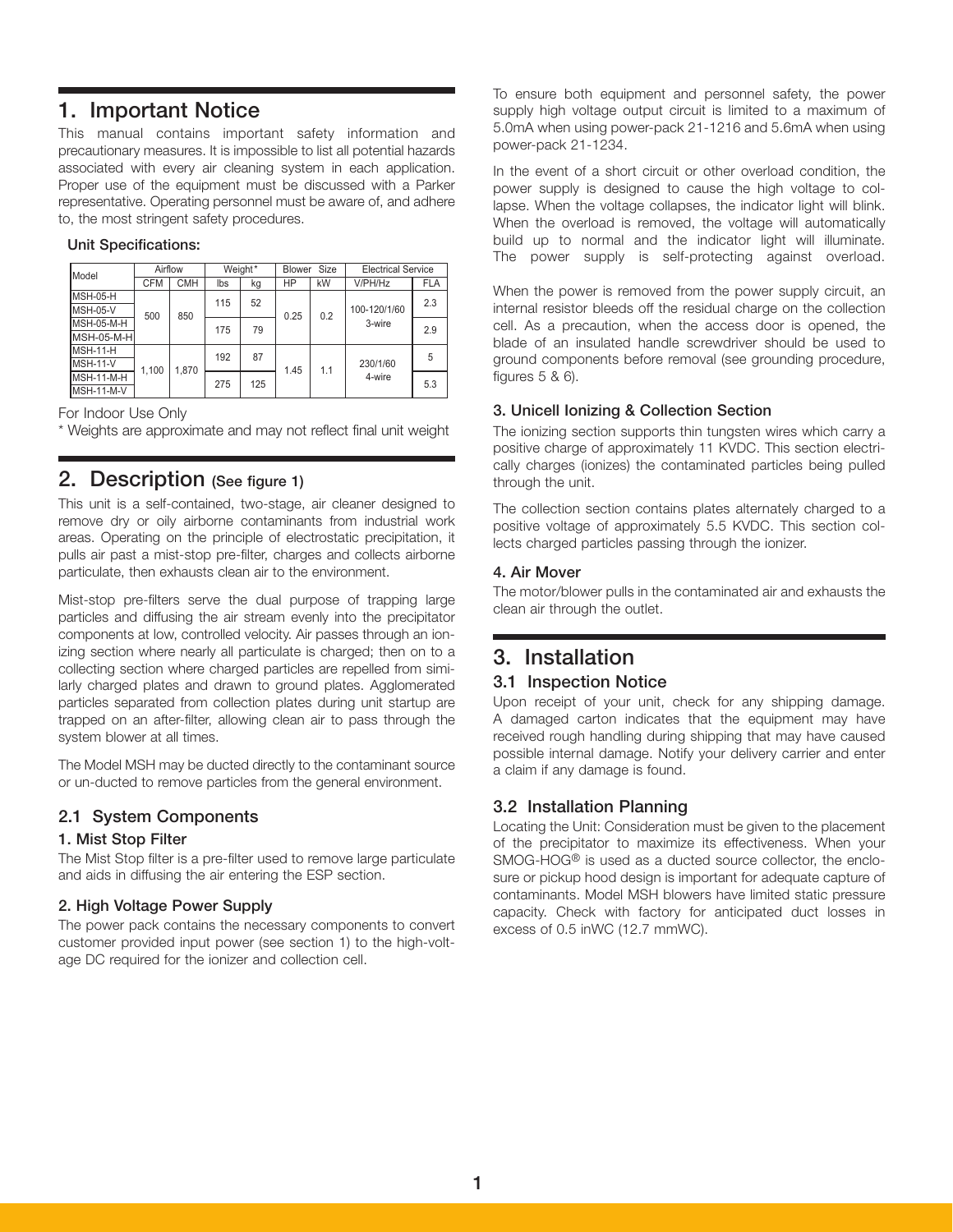## 1. Important Notice

This manual contains important safety information and precautionary measures. It is impossible to list all potential hazards associated with every air cleaning system in each application. Proper use of the equipment must be discussed with a Parker representative. Operating personnel must be aware of, and adhere to, the most stringent safety procedures.

**Unit Specifications:**

| Model | Airflow | | Weight* | | Blower Size | | Electrical Service | |
|---|---|---|---|---|---|---|---|---|
| | CFM | CMH | lbs | kg | HP | kW | V/PH/Hz | FLA |
| MSH-05-H | 500 | 850 | 115 | 52 | 0.25 | 0.2 | 100-120/1/60 3-wire | 2.3 |
| MSH-05-V | | | | | | | | |
| MSH-05-M-H | | | 175 | 79 | | | | 2.9 |
| MSH-05-M-H | | | | | | | | |
| MSH-11-H | 1,100 | 1,870 | 192 | 87 | 1.45 | 1.1 | 230/1/60 4-wire | 5 |
| MSH-11-V | | | | | | | | |
| MSH-11-M-H | | | 275 | 125 | | | | 5.3 |
| MSH-11-M-V | | | | | | | | |

For Indoor Use Only

* Weights are approximate and may not reflect final unit weight

## 2. Description (See figure 1)

This unit is a self-contained, two-stage, air cleaner designed to remove dry or oily airborne contaminants from industrial work areas. Operating on the principle of electrostatic precipitation, it pulls air past a mist-stop pre-filter, charges and collects airborne particulate, then exhausts clean air to the environment.

Mist-stop pre-filters serve the dual purpose of trapping large particles and diffusing the air stream evenly into the precipitator components at low, controlled velocity. Air passes through an ionizing section where nearly all particulate is charged; then on to a collecting section where charged particles are repelled from similarly charged plates and drawn to ground plates. Agglomerated particles separated from collection plates during unit startup are trapped on an after-filter, allowing clean air to pass through the system blower at all times.

The Model MSH may be ducted directly to the contaminant source or un-ducted to remove particles from the general environment.

### 2.1 System Components

#### 1. Mist Stop Filter

The Mist Stop filter is a pre-filter used to remove large particulate and aids in diffusing the air entering the ESP section.

#### 2. High Voltage Power Supply

The power pack contains the necessary components to convert customer provided input power (see section 1) to the high-voltage DC required for the ionizer and collection cell.

To ensure both equipment and personnel safety, the power supply high voltage output circuit is limited to a maximum of 5.0mA when using power-pack 21-1216 and 5.6mA when using power-pack 21-1234.

In the event of a short circuit or other overload condition, the power supply is designed to cause the high voltage to collapse. When the voltage collapses, the indicator light will blink. When the overload is removed, the voltage will automatically build up to normal and the indicator light will illuminate. The power supply is self-protecting against overload.

When the power is removed from the power supply circuit, an internal resistor bleeds off the residual charge on the collection cell. As a precaution, when the access door is opened, the blade of an insulated handle screwdriver should be used to ground components before removal (see grounding procedure, figures 5 & 6).

#### 3. Unicell Ionizing & Collection Section

The ionizing section supports thin tungsten wires which carry a positive charge of approximately 11 KVDC. This section electrically charges (ionizes) the contaminated particles being pulled through the unit.

The collection section contains plates alternately charged to a positive voltage of approximately 5.5 KVDC. This section collects charged particles passing through the ionizer.

#### 4. Air Mover

The motor/blower pulls in the contaminated air and exhausts the clean air through the outlet.

## 3. Installation

### 3.1 Inspection Notice

Upon receipt of your unit, check for any shipping damage. A damaged carton indicates that the equipment may have received rough handling during shipping that may have caused possible internal damage. Notify your delivery carrier and enter a claim if any damage is found.

### 3.2 Installation Planning

Locating the Unit: Consideration must be given to the placement of the precipitator to maximize its effectiveness. When your SMOG-HOG® is used as a ducted source collector, the enclosure or pickup hood design is important for adequate capture of contaminants. Model MSH blowers have limited static pressure capacity. Check with factory for anticipated duct losses in excess of 0.5 inWC (12.7 mmWC).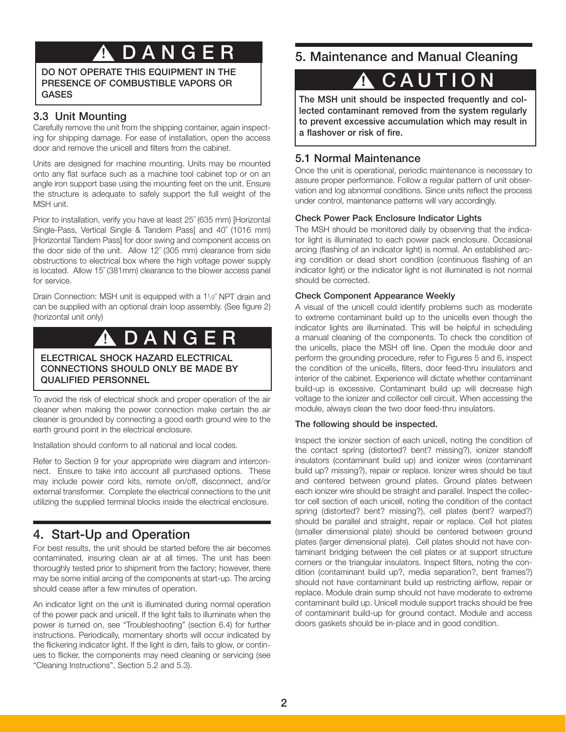**⚠ DANGER**

**DO NOT OPERATE THIS EQUIPMENT IN THE PRESENCE OF COMBUSTIBLE VAPORS OR GASES**

### 3.3 Unit Mounting

Carefully remove the unit from the shipping container, again inspecting for shipping damage. For ease of installation, open the access door and remove the unicell and filters from the cabinet.

Units are designed for machine mounting. Units may be mounted onto any flat surface such as a machine tool cabinet top or on an angle iron support base using the mounting feet on the unit. Ensure the structure is adequate to safely support the full weight of the MSH unit.

Prior to installation, verify you have at least 25˝ (635 mm) [Horizontal Single-Pass, Vertical Single & Tandem Pass] and 40˝ (1016 mm) [Horizontal Tandem Pass] for door swing and component access on the door side of the unit. Allow 12˝ (305 mm) clearance from side obstructions to electrical box where the high voltage power supply is located. Allow 15˝(381mm) clearance to the blower access panel for service.

Drain Connection: MSH unit is equipped with a 1½˝ NPT drain and can be supplied with an optional drain loop assembly. (See figure 2) (horizontal unit only)

**⚠ DANGER**

**ELECTRICAL SHOCK HAZARD ELECTRICAL CONNECTIONS SHOULD ONLY BE MADE BY QUALIFIED PERSONNEL**

To avoid the risk of electrical shock and proper operation of the air cleaner when making the power connection make certain the air cleaner is grounded by connecting a good earth ground wire to the earth ground point in the electrical enclosure.

Installation should conform to all national and local codes.

Refer to Section 9 for your appropriate wire diagram and interconnect. Ensure to take into account all purchased options. These may include power cord kits, remote on/off, disconnect, and/or external transformer. Complete the electrical connections to the unit utilizing the supplied terminal blocks inside the electrical enclosure.

## 4. Start-Up and Operation

For best results, the unit should be started before the air becomes contaminated, insuring clean air at all times. The unit has been thoroughly tested prior to shipment from the factory; however, there may be some initial arcing of the components at start-up. The arcing should cease after a few minutes of operation.

An indicator light on the unit is illuminated during normal operation of the power pack and unicell. If the light fails to illuminate when the power is turned on, see "Troubleshooting" (section 6.4) for further instructions. Periodically, momentary shorts will occur indicated by the flickering indicator light. If the light is dim, fails to glow, or continues to flicker, the components may need cleaning or servicing (see "Cleaning Instructions", Section 5.2 and 5.3).

## 5. Maintenance and Manual Cleaning

**⚠ CAUTION**

**The MSH unit should be inspected frequently and collected contaminant removed from the system regularly to prevent excessive accumulation which may result in a flashover or risk of fire.**

### 5.1 Normal Maintenance

Once the unit is operational, periodic maintenance is necessary to assure proper performance. Follow a regular pattern of unit observation and log abnormal conditions. Since units reflect the process under control, maintenance patterns will vary accordingly.

#### Check Power Pack Enclosure Indicator Lights

The MSH should be monitored daily by observing that the indicator light is illuminated to each power pack enclosure. Occasional arcing (flashing of an indicator light) is normal. An established arcing condition or dead short condition (continuous flashing of an indicator light) or the indicator light is not illuminated is not normal should be corrected.

#### Check Component Appearance Weekly

A visual of the unicell could identify problems such as moderate to extreme contaminant build up to the unicells even though the indicator lights are illuminated. This will be helpful in scheduling a manual cleaning of the components. To check the condition of the unicells, place the MSH off line. Open the module door and perform the grounding procedure, refer to Figures 5 and 6, inspect the condition of the unicells, filters, door feed-thru insulators and interior of the cabinet. Experience will dictate whether contaminant build-up is excessive. Contaminant build up will decrease high voltage to the ionizer and collector cell circuit. When accessing the module, always clean the two door feed-thru insulators.

#### The following should be inspected.

Inspect the ionizer section of each unicell, noting the condition of the contact spring (distorted? bent? missing?), ionizer standoff insulators (contaminant build up) and ionizer wires (contaminant build up? missing?), repair or replace. Ionizer wires should be taut and centered between ground plates. Ground plates between each ionizer wire should be straight and parallel. Inspect the collector cell section of each unicell, noting the condition of the contact spring (distorted? bent? missing?), cell plates (bent? warped?) should be parallel and straight, repair or replace. Cell hot plates (smaller dimensional plate) should be centered between ground plates (larger dimensional plate). Cell plates should not have contaminant bridging between the cell plates or at support structure corners or the triangular insulators. Inspect filters, noting the condition (contaminant build up?, media separation?, bent frames?) should not have contaminant build up restricting airflow, repair or replace. Module drain sump should not have moderate to extreme contaminant build up. Unicell module support tracks should be free of contaminant build-up for ground contact. Module and access doors gaskets should be in-place and in good condition.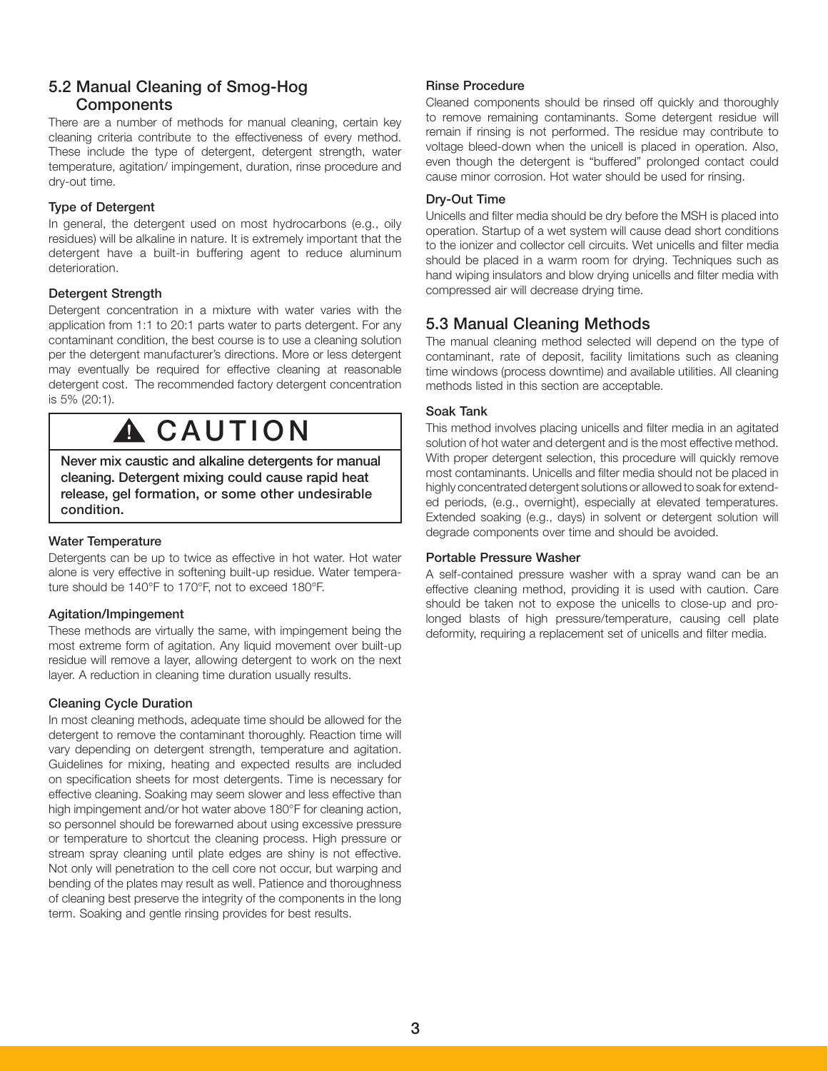## 5.2 Manual Cleaning of Smog-Hog Components

There are a number of methods for manual cleaning, certain key cleaning criteria contribute to the effectiveness of every method. These include the type of detergent, detergent strength, water temperature, agitation/ impingement, duration, rinse procedure and dry-out time.

### Type of Detergent

In general, the detergent used on most hydrocarbons (e.g., oily residues) will be alkaline in nature. It is extremely important that the detergent have a built-in buffering agent to reduce aluminum deterioration.

### Detergent Strength

Detergent concentration in a mixture with water varies with the application from 1:1 to 20:1 parts water to parts detergent. For any contaminant condition, the best course is to use a cleaning solution per the detergent manufacturer's directions. More or less detergent may eventually be required for effective cleaning at reasonable detergent cost. The recommended factory detergent concentration is 5% (20:1).

> **⚠ CAUTION**
>
> **Never mix caustic and alkaline detergents for manual cleaning. Detergent mixing could cause rapid heat release, gel formation, or some other undesirable condition.**

### Water Temperature

Detergents can be up to twice as effective in hot water. Hot water alone is very effective in softening built-up residue. Water temperature should be 140°F to 170°F, not to exceed 180°F.

### Agitation/Impingement

These methods are virtually the same, with impingement being the most extreme form of agitation. Any liquid movement over built-up residue will remove a layer, allowing detergent to work on the next layer. A reduction in cleaning time duration usually results.

### Cleaning Cycle Duration

In most cleaning methods, adequate time should be allowed for the detergent to remove the contaminant thoroughly. Reaction time will vary depending on detergent strength, temperature and agitation. Guidelines for mixing, heating and expected results are included on specification sheets for most detergents. Time is necessary for effective cleaning. Soaking may seem slower and less effective than high impingement and/or hot water above 180°F for cleaning action, so personnel should be forewarned about using excessive pressure or temperature to shortcut the cleaning process. High pressure or stream spray cleaning until plate edges are shiny is not effective. Not only will penetration to the cell core not occur, but warping and bending of the plates may result as well. Patience and thoroughness of cleaning best preserve the integrity of the components in the long term. Soaking and gentle rinsing provides for best results.

### Rinse Procedure

Cleaned components should be rinsed off quickly and thoroughly to remove remaining contaminants. Some detergent residue will remain if rinsing is not performed. The residue may contribute to voltage bleed-down when the unicell is placed in operation. Also, even though the detergent is "buffered" prolonged contact could cause minor corrosion. Hot water should be used for rinsing.

### Dry-Out Time

Unicells and filter media should be dry before the MSH is placed into operation. Startup of a wet system will cause dead short conditions to the ionizer and collector cell circuits. Wet unicells and filter media should be placed in a warm room for drying. Techniques such as hand wiping insulators and blow drying unicells and filter media with compressed air will decrease drying time.

## 5.3 Manual Cleaning Methods

The manual cleaning method selected will depend on the type of contaminant, rate of deposit, facility limitations such as cleaning time windows (process downtime) and available utilities. All cleaning methods listed in this section are acceptable.

### Soak Tank

This method involves placing unicells and filter media in an agitated solution of hot water and detergent and is the most effective method. With proper detergent selection, this procedure will quickly remove most contaminants. Unicells and filter media should not be placed in highly concentrated detergent solutions or allowed to soak for extended periods, (e.g., overnight), especially at elevated temperatures. Extended soaking (e.g., days) in solvent or detergent solution will degrade components over time and should be avoided.

### Portable Pressure Washer

A self-contained pressure washer with a spray wand can be an effective cleaning method, providing it is used with caution. Care should be taken not to expose the unicells to close-up and prolonged blasts of high pressure/temperature, causing cell plate deformity, requiring a replacement set of unicells and filter media.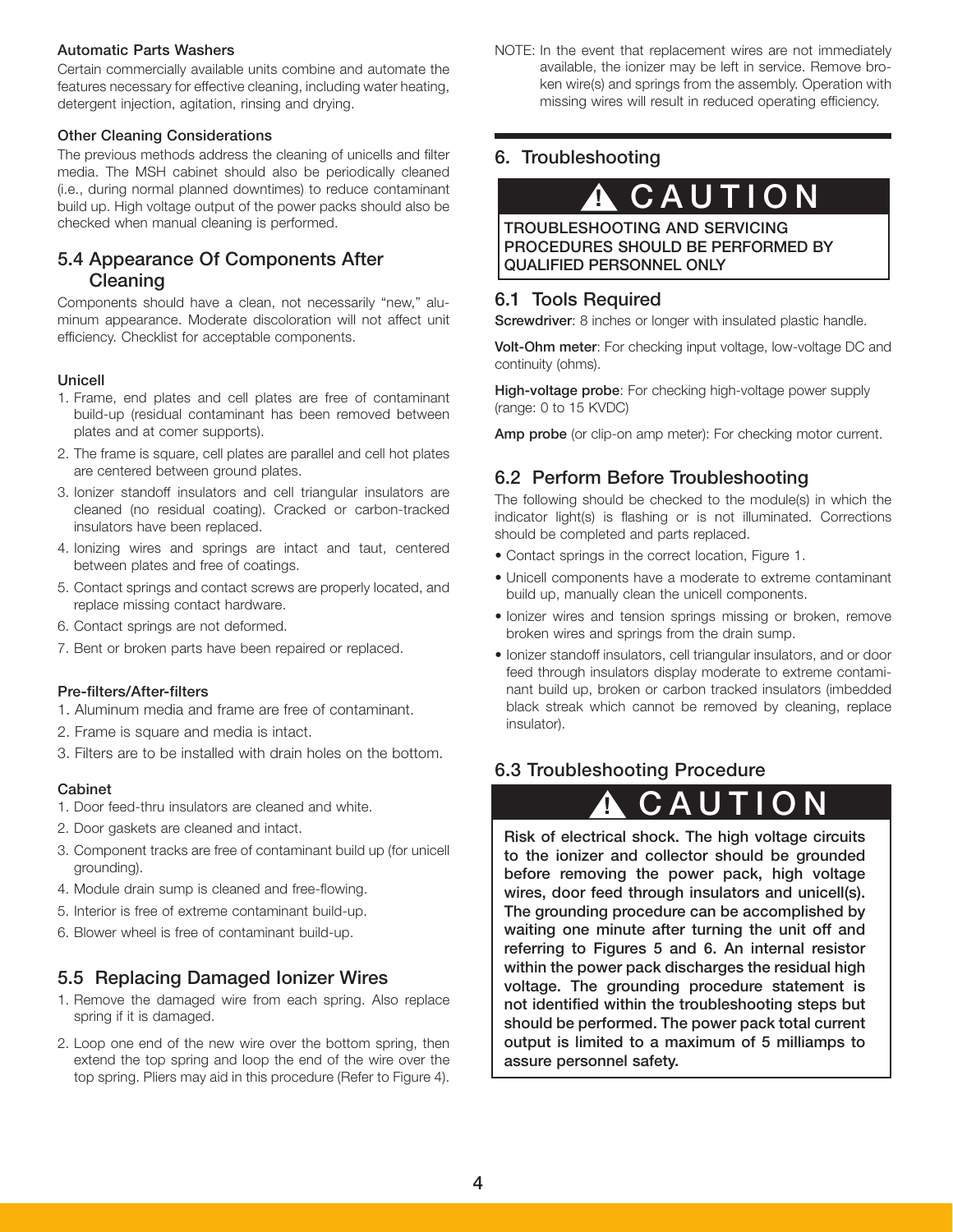#### Automatic Parts Washers

Certain commercially available units combine and automate the features necessary for effective cleaning, including water heating, detergent injection, agitation, rinsing and drying.

#### Other Cleaning Considerations

The previous methods address the cleaning of unicells and filter media. The MSH cabinet should also be periodically cleaned (i.e., during normal planned downtimes) to reduce contaminant build up. High voltage output of the power packs should also be checked when manual cleaning is performed.

### 5.4 Appearance Of Components After Cleaning

Components should have a clean, not necessarily "new," aluminum appearance. Moderate discoloration will not affect unit efficiency. Checklist for acceptable components.

#### Unicell

1. Frame, end plates and cell plates are free of contaminant build-up (residual contaminant has been removed between plates and at comer supports).
2. The frame is square, cell plates are parallel and cell hot plates are centered between ground plates.
3. Ionizer standoff insulators and cell triangular insulators are cleaned (no residual coating). Cracked or carbon-tracked insulators have been replaced.
4. Ionizing wires and springs are intact and taut, centered between plates and free of coatings.
5. Contact springs and contact screws are properly located, and replace missing contact hardware.
6. Contact springs are not deformed.
7. Bent or broken parts have been repaired or replaced.

#### Pre-filters/After-filters

1. Aluminum media and frame are free of contaminant.
2. Frame is square and media is intact.
3. Filters are to be installed with drain holes on the bottom.

#### Cabinet

1. Door feed-thru insulators are cleaned and white.
2. Door gaskets are cleaned and intact.
3. Component tracks are free of contaminant build up (for unicell grounding).
4. Module drain sump is cleaned and free-flowing.
5. Interior is free of extreme contaminant build-up.
6. Blower wheel is free of contaminant build-up.

### 5.5 Replacing Damaged Ionizer Wires

1. Remove the damaged wire from each spring. Also replace spring if it is damaged.
2. Loop one end of the new wire over the bottom spring, then extend the top spring and loop the end of the wire over the top spring. Pliers may aid in this procedure (Refer to Figure 4).

NOTE: In the event that replacement wires are not immediately available, the ionizer may be left in service. Remove broken wire(s) and springs from the assembly. Operation with missing wires will result in reduced operating efficiency.

## 6. Troubleshooting

**⚠ CAUTION**

**TROUBLESHOOTING AND SERVICING PROCEDURES SHOULD BE PERFORMED BY QUALIFIED PERSONNEL ONLY**

### 6.1 Tools Required

**Screwdriver**: 8 inches or longer with insulated plastic handle.

**Volt-Ohm meter**: For checking input voltage, low-voltage DC and continuity (ohms).

**High-voltage probe**: For checking high-voltage power supply (range: 0 to 15 KVDC)

**Amp probe** (or clip-on amp meter): For checking motor current.

### 6.2 Perform Before Troubleshooting

The following should be checked to the module(s) in which the indicator light(s) is flashing or is not illuminated. Corrections should be completed and parts replaced.

- Contact springs in the correct location, Figure 1.
- Unicell components have a moderate to extreme contaminant build up, manually clean the unicell components.
- Ionizer wires and tension springs missing or broken, remove broken wires and springs from the drain sump.
- Ionizer standoff insulators, cell triangular insulators, and or door feed through insulators display moderate to extreme contaminant build up, broken or carbon tracked insulators (imbedded black streak which cannot be removed by cleaning, replace insulator).

### 6.3 Troubleshooting Procedure

**⚠ CAUTION**

**Risk of electrical shock. The high voltage circuits to the ionizer and collector should be grounded before removing the power pack, high voltage wires, door feed through insulators and unicell(s). The grounding procedure can be accomplished by waiting one minute after turning the unit off and referring to Figures 5 and 6. An internal resistor within the power pack discharges the residual high voltage. The grounding procedure statement is not identified within the troubleshooting steps but should be performed. The power pack total current output is limited to a maximum of 5 milliamps to assure personnel safety.**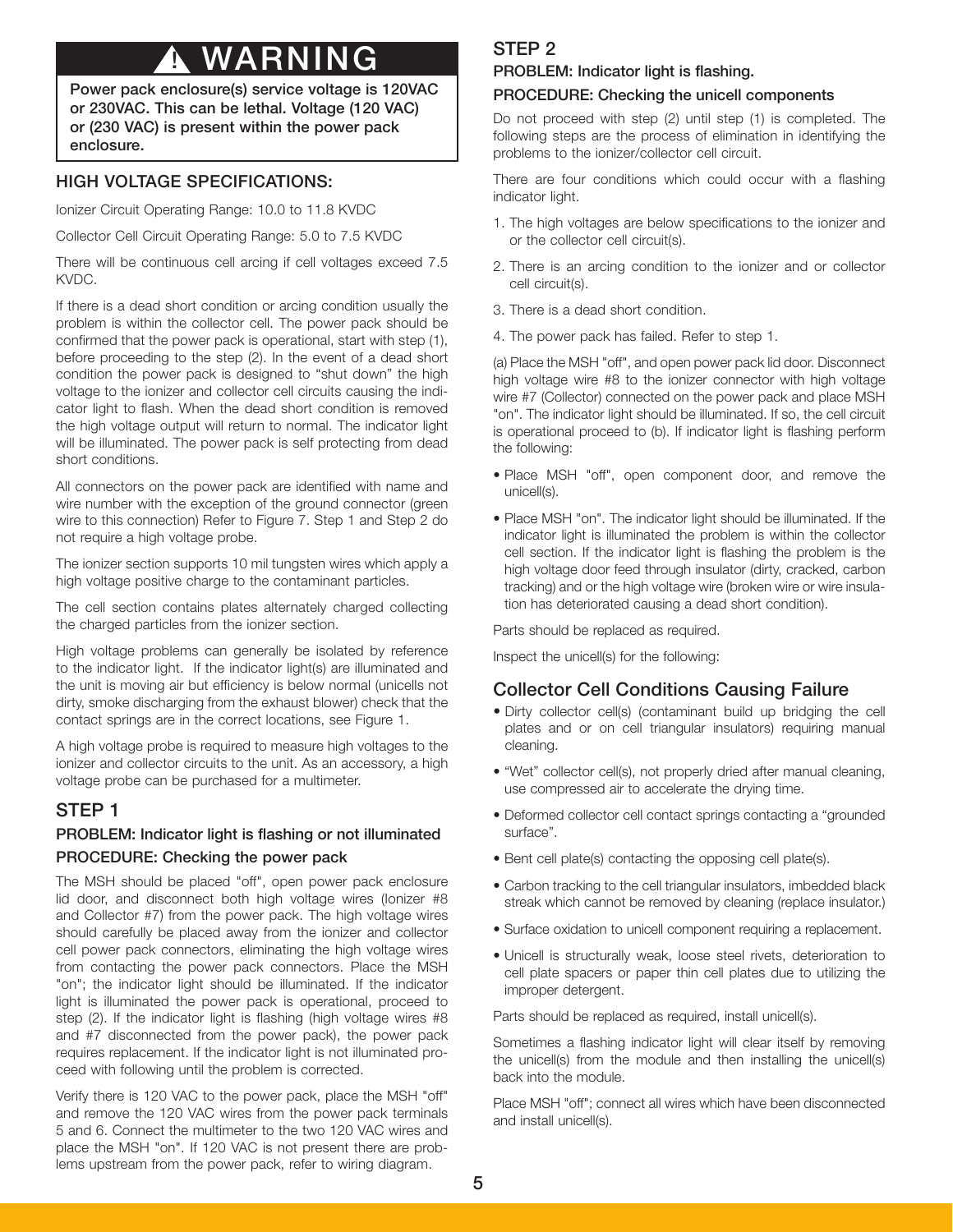# ⚠ WARNING

**Power pack enclosure(s) service voltage is 120VAC or 230VAC. This can be lethal. Voltage (120 VAC) or (230 VAC) is present within the power pack enclosure.**

## HIGH VOLTAGE SPECIFICATIONS:

Ionizer Circuit Operating Range: 10.0 to 11.8 KVDC

Collector Cell Circuit Operating Range: 5.0 to 7.5 KVDC

There will be continuous cell arcing if cell voltages exceed 7.5 KVDC.

If there is a dead short condition or arcing condition usually the problem is within the collector cell. The power pack should be confirmed that the power pack is operational, start with step (1), before proceeding to the step (2). In the event of a dead short condition the power pack is designed to "shut down" the high voltage to the ionizer and collector cell circuits causing the indicator light to flash. When the dead short condition is removed the high voltage output will return to normal. The indicator light will be illuminated. The power pack is self protecting from dead short conditions.

All connectors on the power pack are identified with name and wire number with the exception of the ground connector (green wire to this connection) Refer to Figure 7. Step 1 and Step 2 do not require a high voltage probe.

The ionizer section supports 10 mil tungsten wires which apply a high voltage positive charge to the contaminant particles.

The cell section contains plates alternately charged collecting the charged particles from the ionizer section.

High voltage problems can generally be isolated by reference to the indicator light. If the indicator light(s) are illuminated and the unit is moving air but efficiency is below normal (unicells not dirty, smoke discharging from the exhaust blower) check that the contact springs are in the correct locations, see Figure 1.

A high voltage probe is required to measure high voltages to the ionizer and collector circuits to the unit. As an accessory, a high voltage probe can be purchased for a multimeter.

## STEP 1

### PROBLEM: Indicator light is flashing or not illuminated

### PROCEDURE: Checking the power pack

The MSH should be placed "off", open power pack enclosure lid door, and disconnect both high voltage wires (Ionizer #8 and Collector #7) from the power pack. The high voltage wires should carefully be placed away from the ionizer and collector cell power pack connectors, eliminating the high voltage wires from contacting the power pack connectors. Place the MSH "on"; the indicator light should be illuminated. If the indicator light is illuminated the power pack is operational, proceed to step (2). If the indicator light is flashing (high voltage wires #8 and #7 disconnected from the power pack), the power pack requires replacement. If the indicator light is not illuminated proceed with following until the problem is corrected.

Verify there is 120 VAC to the power pack, place the MSH "off" and remove the 120 VAC wires from the power pack terminals 5 and 6. Connect the multimeter to the two 120 VAC wires and place the MSH "on". If 120 VAC is not present there are problems upstream from the power pack, refer to wiring diagram.

## STEP 2

### PROBLEM: Indicator light is flashing.

### PROCEDURE: Checking the unicell components

Do not proceed with step (2) until step (1) is completed. The following steps are the process of elimination in identifying the problems to the ionizer/collector cell circuit.

There are four conditions which could occur with a flashing indicator light.

1. The high voltages are below specifications to the ionizer and or the collector cell circuit(s).
2. There is an arcing condition to the ionizer and or collector cell circuit(s).
3. There is a dead short condition.
4. The power pack has failed. Refer to step 1.

(a) Place the MSH "off", and open power pack lid door. Disconnect high voltage wire #8 to the ionizer connector with high voltage wire #7 (Collector) connected on the power pack and place MSH "on". The indicator light should be illuminated. If so, the cell circuit is operational proceed to (b). If indicator light is flashing perform the following:

- Place MSH "off", open component door, and remove the unicell(s).
- Place MSH "on". The indicator light should be illuminated. If the indicator light is illuminated the problem is within the collector cell section. If the indicator light is flashing the problem is the high voltage door feed through insulator (dirty, cracked, carbon tracking) and or the high voltage wire (broken wire or wire insulation has deteriorated causing a dead short condition).

Parts should be replaced as required.

Inspect the unicell(s) for the following:

## Collector Cell Conditions Causing Failure

- Dirty collector cell(s) (contaminant build up bridging the cell plates and or on cell triangular insulators) requiring manual cleaning.
- "Wet" collector cell(s), not properly dried after manual cleaning, use compressed air to accelerate the drying time.
- Deformed collector cell contact springs contacting a "grounded surface".
- Bent cell plate(s) contacting the opposing cell plate(s).
- Carbon tracking to the cell triangular insulators, imbedded black streak which cannot be removed by cleaning (replace insulator.)
- Surface oxidation to unicell component requiring a replacement.
- Unicell is structurally weak, loose steel rivets, deterioration to cell plate spacers or paper thin cell plates due to utilizing the improper detergent.

Parts should be replaced as required, install unicell(s).

Sometimes a flashing indicator light will clear itself by removing the unicell(s) from the module and then installing the unicell(s) back into the module.

Place MSH "off"; connect all wires which have been disconnected and install unicell(s).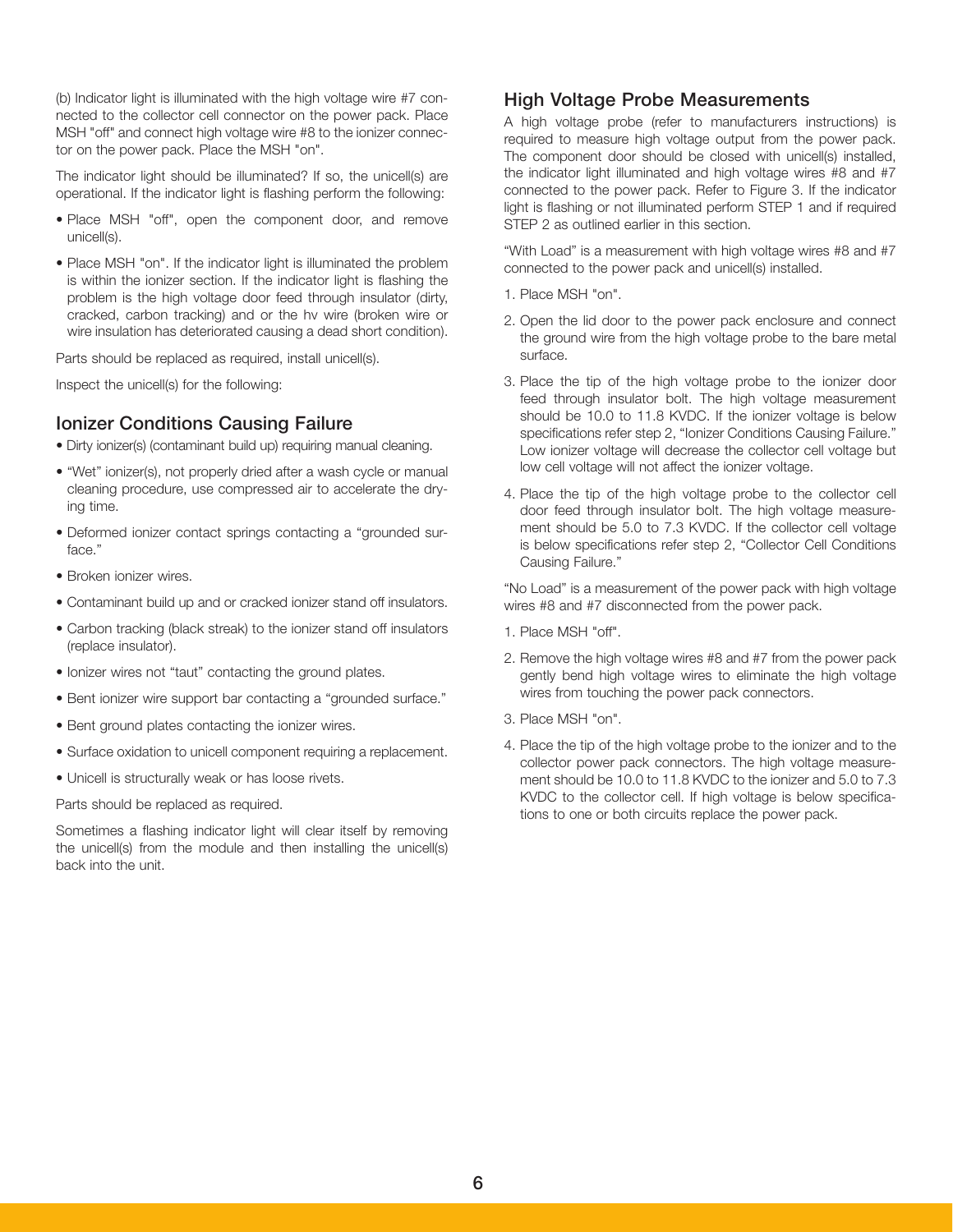(b) Indicator light is illuminated with the high voltage wire #7 connected to the collector cell connector on the power pack. Place MSH "off" and connect high voltage wire #8 to the ionizer connector on the power pack. Place the MSH "on".

The indicator light should be illuminated? If so, the unicell(s) are operational. If the indicator light is flashing perform the following:

- Place MSH "off", open the component door, and remove unicell(s).
- Place MSH "on". If the indicator light is illuminated the problem is within the ionizer section. If the indicator light is flashing the problem is the high voltage door feed through insulator (dirty, cracked, carbon tracking) and or the hv wire (broken wire or wire insulation has deteriorated causing a dead short condition).

Parts should be replaced as required, install unicell(s).

Inspect the unicell(s) for the following:

## Ionizer Conditions Causing Failure

- Dirty ionizer(s) (contaminant build up) requiring manual cleaning.
- "Wet" ionizer(s), not properly dried after a wash cycle or manual cleaning procedure, use compressed air to accelerate the drying time.
- Deformed ionizer contact springs contacting a "grounded surface."
- Broken ionizer wires.
- Contaminant build up and or cracked ionizer stand off insulators.
- Carbon tracking (black streak) to the ionizer stand off insulators (replace insulator).
- Ionizer wires not "taut" contacting the ground plates.
- Bent ionizer wire support bar contacting a "grounded surface."
- Bent ground plates contacting the ionizer wires.
- Surface oxidation to unicell component requiring a replacement.
- Unicell is structurally weak or has loose rivets.

Parts should be replaced as required.

Sometimes a flashing indicator light will clear itself by removing the unicell(s) from the module and then installing the unicell(s) back into the unit.

## High Voltage Probe Measurements

A high voltage probe (refer to manufacturers instructions) is required to measure high voltage output from the power pack. The component door should be closed with unicell(s) installed, the indicator light illuminated and high voltage wires #8 and #7 connected to the power pack. Refer to Figure 3. If the indicator light is flashing or not illuminated perform STEP 1 and if required STEP 2 as outlined earlier in this section.

"With Load" is a measurement with high voltage wires #8 and #7 connected to the power pack and unicell(s) installed.

1. Place MSH "on".
2. Open the lid door to the power pack enclosure and connect the ground wire from the high voltage probe to the bare metal surface.
3. Place the tip of the high voltage probe to the ionizer door feed through insulator bolt. The high voltage measurement should be 10.0 to 11.8 KVDC. If the ionizer voltage is below specifications refer step 2, "Ionizer Conditions Causing Failure." Low ionizer voltage will decrease the collector cell voltage but low cell voltage will not affect the ionizer voltage.
4. Place the tip of the high voltage probe to the collector cell door feed through insulator bolt. The high voltage measurement should be 5.0 to 7.3 KVDC. If the collector cell voltage is below specifications refer step 2, "Collector Cell Conditions Causing Failure."

"No Load" is a measurement of the power pack with high voltage wires #8 and #7 disconnected from the power pack.

1. Place MSH "off".
2. Remove the high voltage wires #8 and #7 from the power pack gently bend high voltage wires to eliminate the high voltage wires from touching the power pack connectors.
3. Place MSH "on".
4. Place the tip of the high voltage probe to the ionizer and to the collector power pack connectors. The high voltage measurement should be 10.0 to 11.8 KVDC to the ionizer and 5.0 to 7.3 KVDC to the collector cell. If high voltage is below specifications to one or both circuits replace the power pack.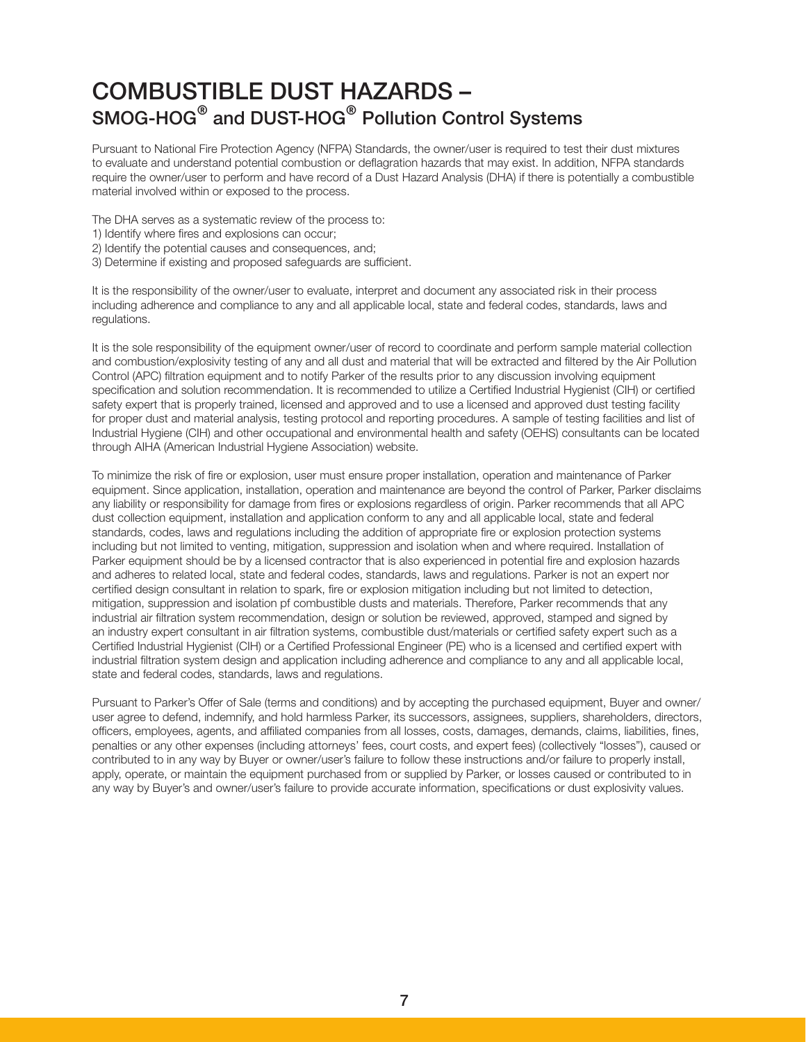# COMBUSTIBLE DUST HAZARDS –
## SMOG-HOG® and DUST-HOG® Pollution Control Systems

Pursuant to National Fire Protection Agency (NFPA) Standards, the owner/user is required to test their dust mixtures to evaluate and understand potential combustion or deflagration hazards that may exist. In addition, NFPA standards require the owner/user to perform and have record of a Dust Hazard Analysis (DHA) if there is potentially a combustible material involved within or exposed to the process.

The DHA serves as a systematic review of the process to:
1) Identify where fires and explosions can occur;
2) Identify the potential causes and consequences, and;
3) Determine if existing and proposed safeguards are sufficient.

It is the responsibility of the owner/user to evaluate, interpret and document any associated risk in their process including adherence and compliance to any and all applicable local, state and federal codes, standards, laws and regulations.

It is the sole responsibility of the equipment owner/user of record to coordinate and perform sample material collection and combustion/explosivity testing of any and all dust and material that will be extracted and filtered by the Air Pollution Control (APC) filtration equipment and to notify Parker of the results prior to any discussion involving equipment specification and solution recommendation. It is recommended to utilize a Certified Industrial Hygienist (CIH) or certified safety expert that is properly trained, licensed and approved and to use a licensed and approved dust testing facility for proper dust and material analysis, testing protocol and reporting procedures. A sample of testing facilities and list of Industrial Hygiene (CIH) and other occupational and environmental health and safety (OEHS) consultants can be located through AIHA (American Industrial Hygiene Association) website.

To minimize the risk of fire or explosion, user must ensure proper installation, operation and maintenance of Parker equipment. Since application, installation, operation and maintenance are beyond the control of Parker, Parker disclaims any liability or responsibility for damage from fires or explosions regardless of origin. Parker recommends that all APC dust collection equipment, installation and application conform to any and all applicable local, state and federal standards, codes, laws and regulations including the addition of appropriate fire or explosion protection systems including but not limited to venting, mitigation, suppression and isolation when and where required. Installation of Parker equipment should be by a licensed contractor that is also experienced in potential fire and explosion hazards and adheres to related local, state and federal codes, standards, laws and regulations. Parker is not an expert nor certified design consultant in relation to spark, fire or explosion mitigation including but not limited to detection, mitigation, suppression and isolation pf combustible dusts and materials. Therefore, Parker recommends that any industrial air filtration system recommendation, design or solution be reviewed, approved, stamped and signed by an industry expert consultant in air filtration systems, combustible dust/materials or certified safety expert such as a Certified Industrial Hygienist (CIH) or a Certified Professional Engineer (PE) who is a licensed and certified expert with industrial filtration system design and application including adherence and compliance to any and all applicable local, state and federal codes, standards, laws and regulations.

Pursuant to Parker's Offer of Sale (terms and conditions) and by accepting the purchased equipment, Buyer and owner/user agree to defend, indemnify, and hold harmless Parker, its successors, assignees, suppliers, shareholders, directors, officers, employees, agents, and affiliated companies from all losses, costs, damages, demands, claims, liabilities, fines, penalties or any other expenses (including attorneys' fees, court costs, and expert fees) (collectively "losses"), caused or contributed to in any way by Buyer or owner/user's failure to follow these instructions and/or failure to properly install, apply, operate, or maintain the equipment purchased from or supplied by Parker, or losses caused or contributed to in any way by Buyer's and owner/user's failure to provide accurate information, specifications or dust explosivity values.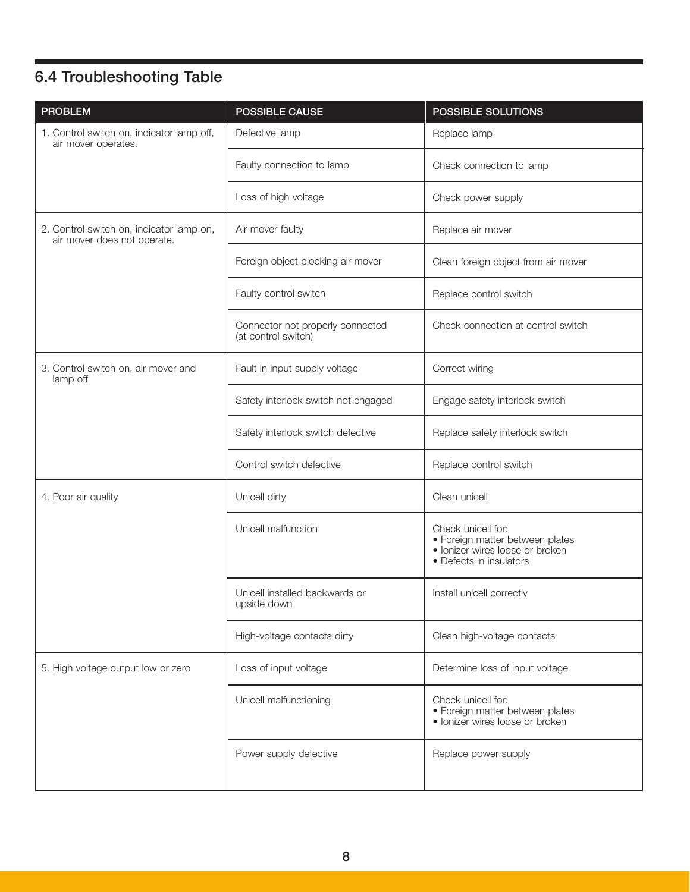## 6.4 Troubleshooting Table

| PROBLEM | POSSIBLE CAUSE | POSSIBLE SOLUTIONS |
|---|---|---|
| 1. Control switch on, indicator lamp off, air mover operates. | Defective lamp | Replace lamp |
| | Faulty connection to lamp | Check connection to lamp |
| | Loss of high voltage | Check power supply |
| 2. Control switch on, indicator lamp on, air mover does not operate. | Air mover faulty | Replace air mover |
| | Foreign object blocking air mover | Clean foreign object from air mover |
| | Faulty control switch | Replace control switch |
| | Connector not properly connected (at control switch) | Check connection at control switch |
| 3. Control switch on, air mover and lamp off | Fault in input supply voltage | Correct wiring |
| | Safety interlock switch not engaged | Engage safety interlock switch |
| | Safety interlock switch defective | Replace safety interlock switch |
| | Control switch defective | Replace control switch |
| 4. Poor air quality | Unicell dirty | Clean unicell |
| | Unicell malfunction | Check unicell for:<br>• Foreign matter between plates<br>• Ionizer wires loose or broken<br>• Defects in insulators |
| | Unicell installed backwards or upside down | Install unicell correctly |
| | High-voltage contacts dirty | Clean high-voltage contacts |
| 5. High voltage output low or zero | Loss of input voltage | Determine loss of input voltage |
| | Unicell malfunctioning | Check unicell for:<br>• Foreign matter between plates<br>• Ionizer wires loose or broken |
| | Power supply defective | Replace power supply |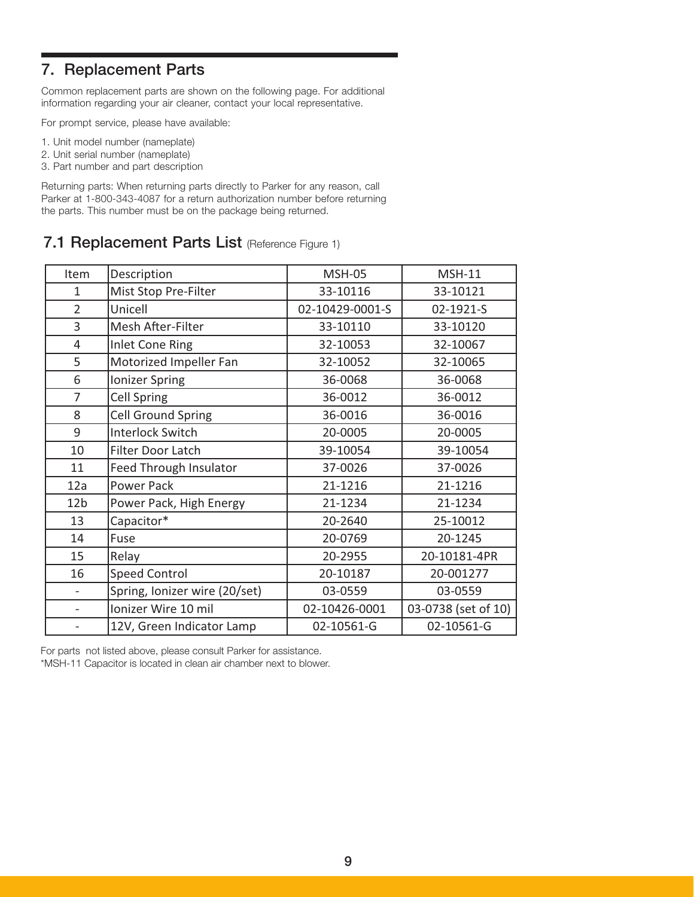## 7. Replacement Parts

Common replacement parts are shown on the following page. For additional information regarding your air cleaner, contact your local representative.

For prompt service, please have available:

1. Unit model number (nameplate)
2. Unit serial number (nameplate)
3. Part number and part description

Returning parts: When returning parts directly to Parker for any reason, call Parker at 1-800-343-4087 for a return authorization number before returning the parts. This number must be on the package being returned.

### 7.1 Replacement Parts List (Reference Figure 1)

| Item | Description | MSH-05 | MSH-11 |
|---|---|---|---|
| 1 | Mist Stop Pre-Filter | 33-10116 | 33-10121 |
| 2 | Unicell | 02-10429-0001-S | 02-1921-S |
| 3 | Mesh After-Filter | 33-10110 | 33-10120 |
| 4 | Inlet Cone Ring | 32-10053 | 32-10067 |
| 5 | Motorized Impeller Fan | 32-10052 | 32-10065 |
| 6 | Ionizer Spring | 36-0068 | 36-0068 |
| 7 | Cell Spring | 36-0012 | 36-0012 |
| 8 | Cell Ground Spring | 36-0016 | 36-0016 |
| 9 | Interlock Switch | 20-0005 | 20-0005 |
| 10 | Filter Door Latch | 39-10054 | 39-10054 |
| 11 | Feed Through Insulator | 37-0026 | 37-0026 |
| 12a | Power Pack | 21-1216 | 21-1216 |
| 12b | Power Pack, High Energy | 21-1234 | 21-1234 |
| 13 | Capacitor* | 20-2640 | 25-10012 |
| 14 | Fuse | 20-0769 | 20-1245 |
| 15 | Relay | 20-2955 | 20-10181-4PR |
| 16 | Speed Control | 20-10187 | 20-001277 |
| - | Spring, Ionizer wire (20/set) | 03-0559 | 03-0559 |
| - | Ionizer Wire 10 mil | 02-10426-0001 | 03-0738 (set of 10) |
| - | 12V, Green Indicator Lamp | 02-10561-G | 02-10561-G |

For parts not listed above, please consult Parker for assistance.
*MSH-11 Capacitor is located in clean air chamber next to blower.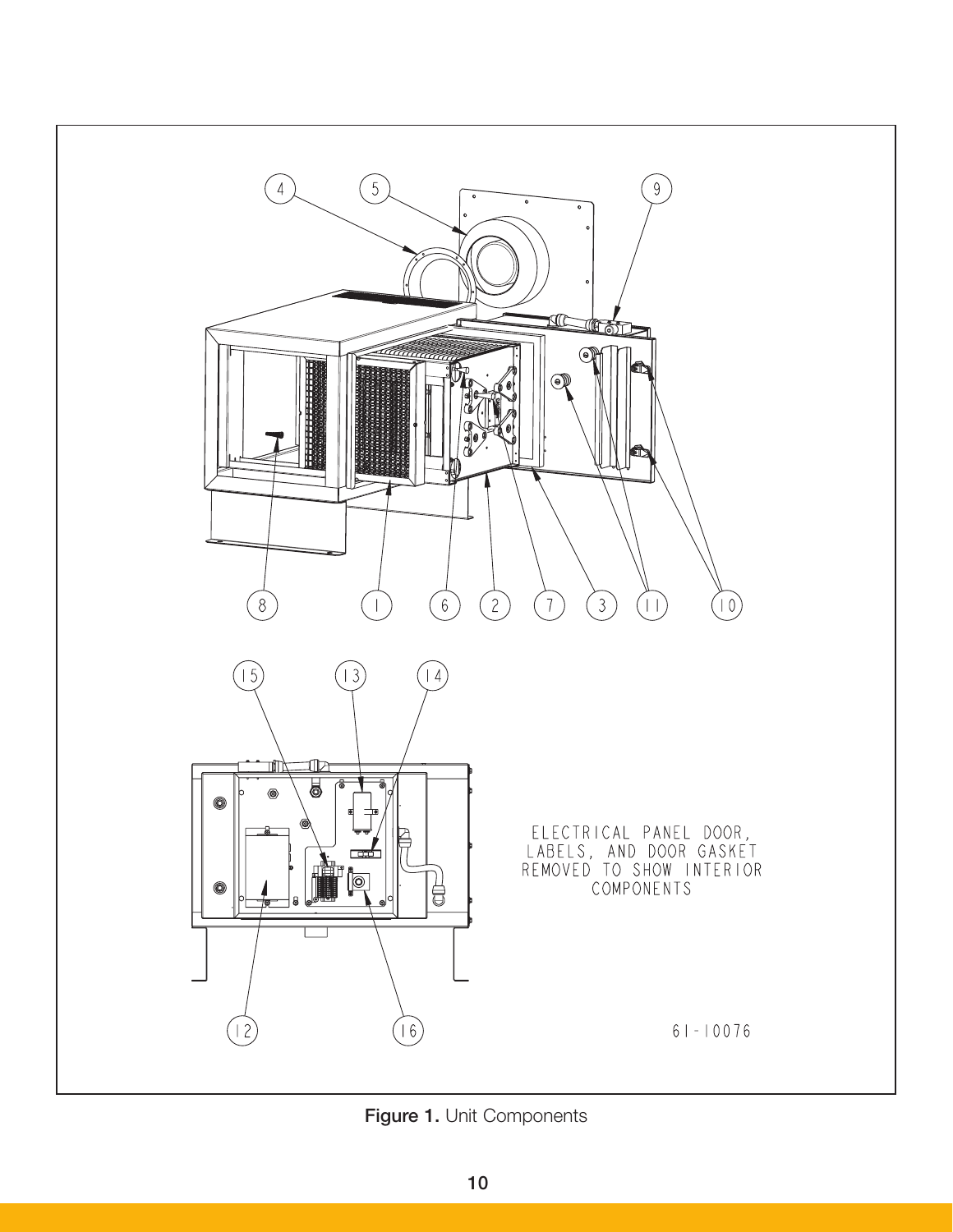ELECTRICAL PANEL DOOR, LABELS, AND DOOR GASKET REMOVED TO SHOW INTERIOR COMPONENTS

61-10076

**Figure 1.** Unit Components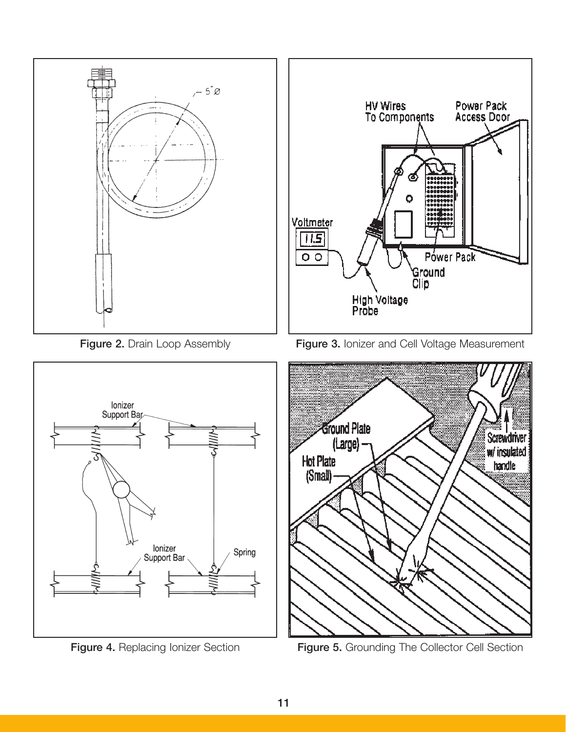Figure 2. Drain Loop Assembly

Figure 3. Ionizer and Cell Voltage Measurement

Figure 4. Replacing Ionizer Section

Figure 5. Grounding The Collector Cell Section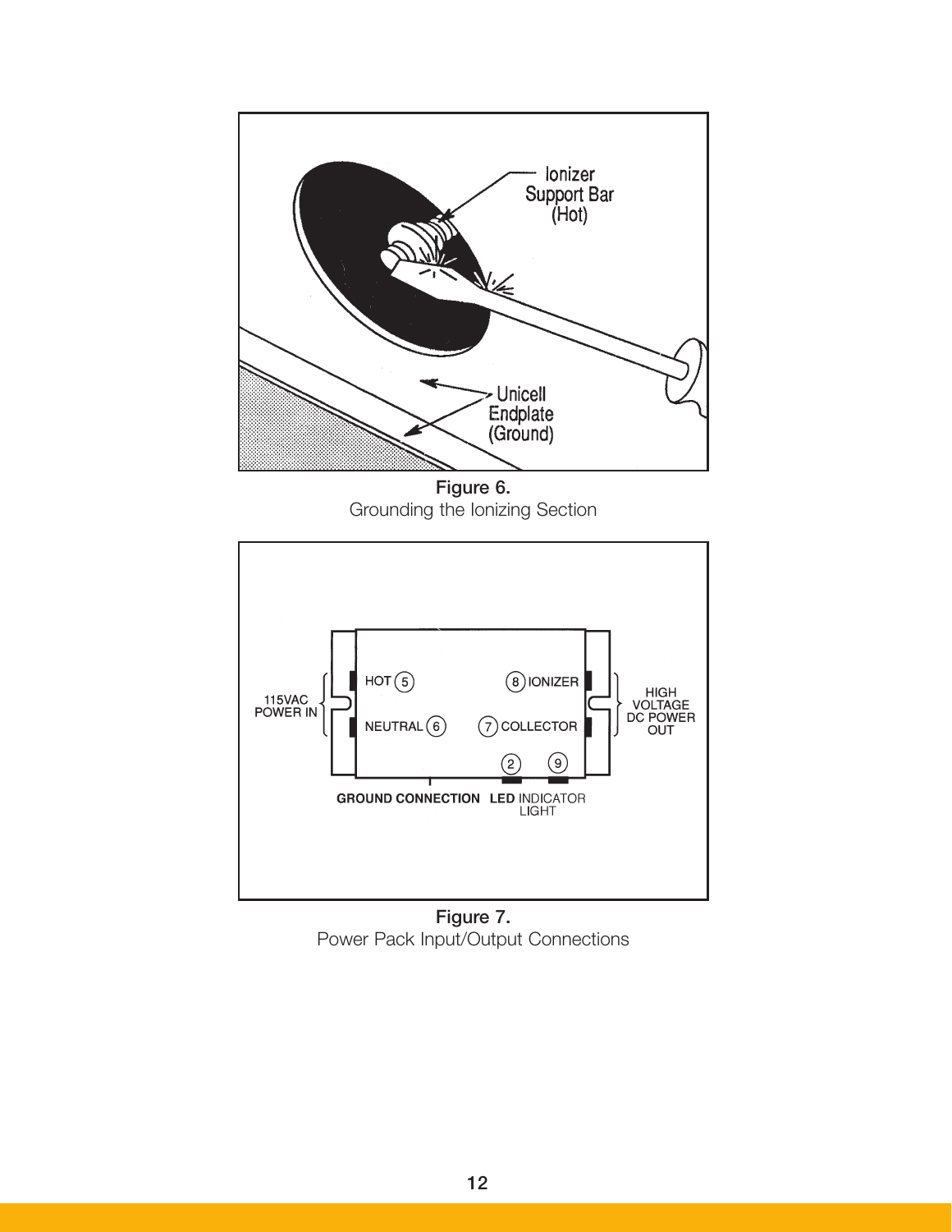Figure 6.
Grounding the Ionizing Section

Figure 7.
Power Pack Input/Output Connections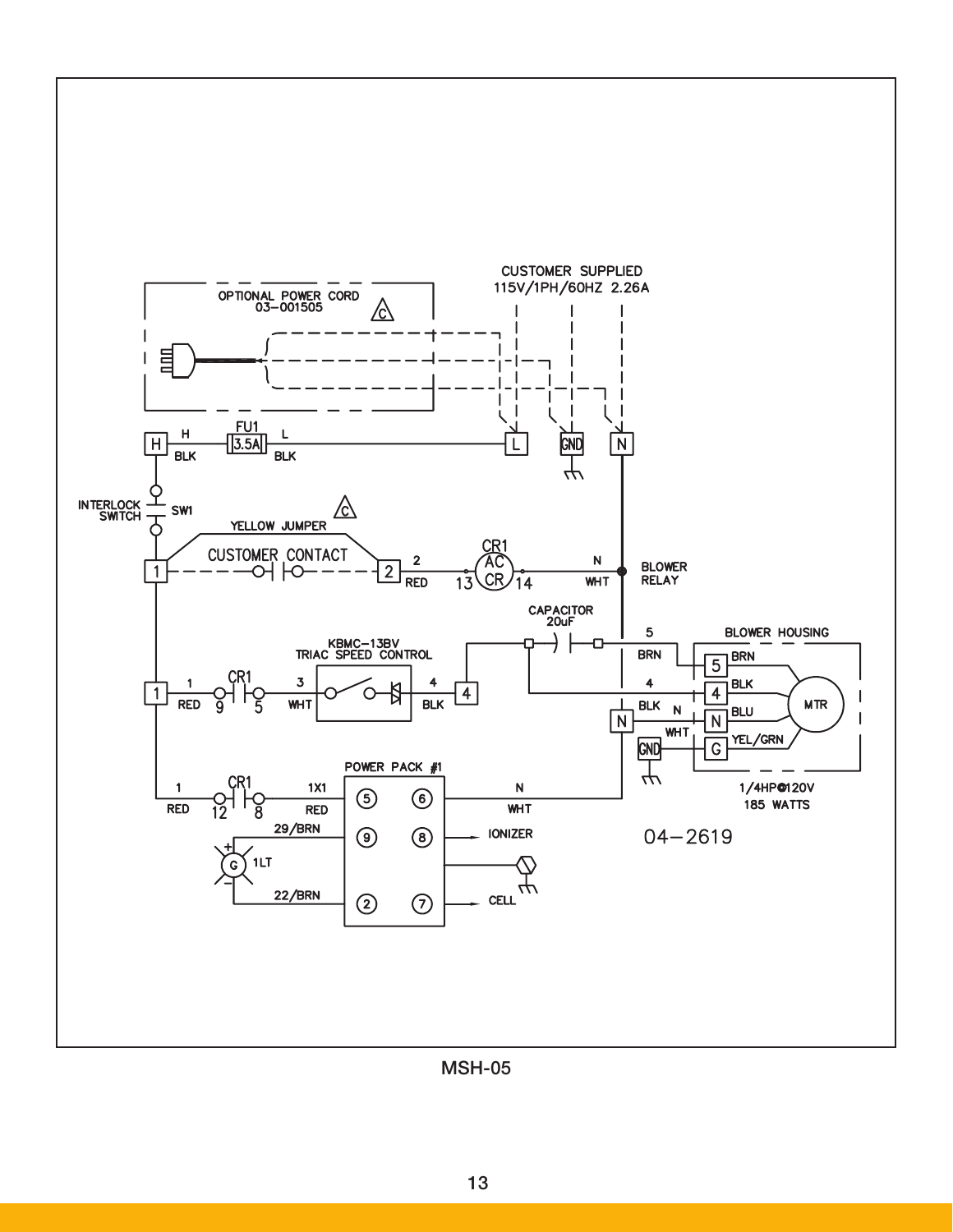CUSTOMER SUPPLIED
115V/1PH/60HZ 2.26A

OPTIONAL POWER CORD
03-001505

FU1 3.5A

H BLK L BLK

L GND N

INTERLOCK SWITCH SW1

YELLOW JUMPER

CUSTOMER CONTACT

1 2 RED 13 CR1 AC CR 14 N WHT BLOWER RELAY

CAPACITOR 20uF

KBMC-13BV TRIAC SPEED CONTROL

1 RED CR1 9 5 3 WHT 4 BLK 4

5 BRN 4 BLK N WHT

BLOWER HOUSING

BRN BLK BLU YEL/GRN MTR

1/4HP@120V
185 WATTS

POWER PACK #1

1 RED CR1 12 8 1X1 RED N WHT

29/BRN 22/BRN 1LT IONIZER CELL

04-2619

MSH-05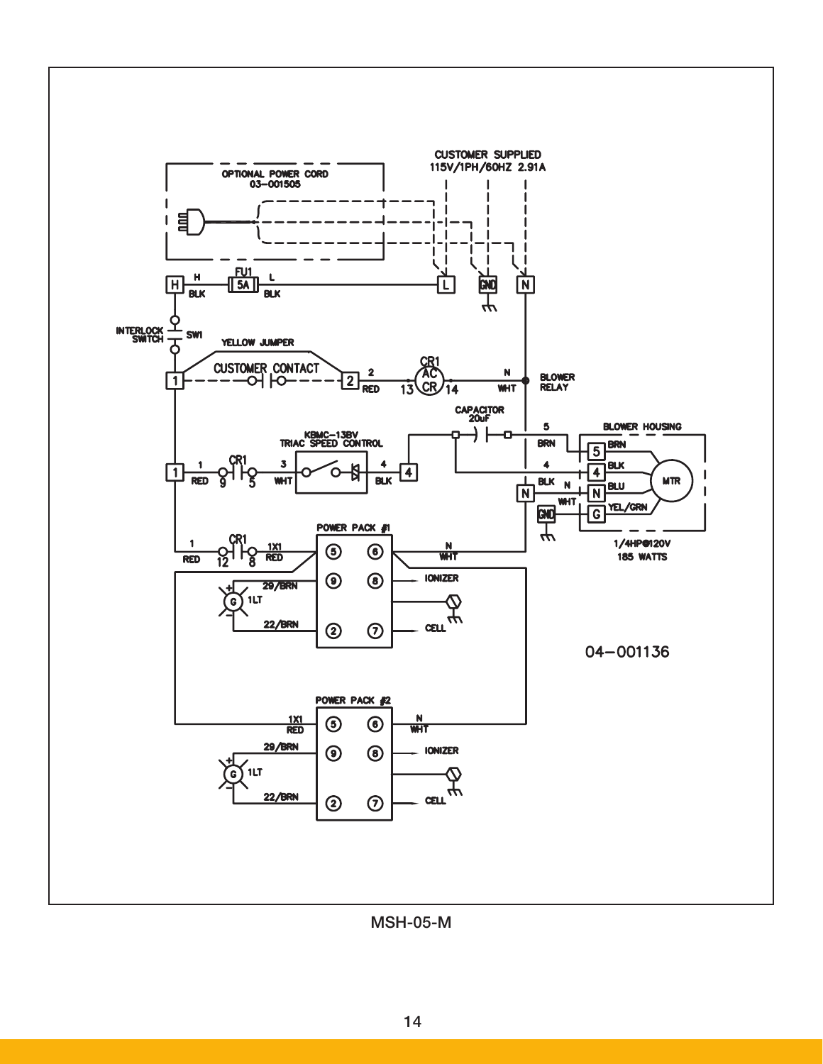CUSTOMER SUPPLIED
115V/1PH/60HZ 2.91A

OPTIONAL POWER CORD
03-001505

H  FU1 5A  L  GND  N

INTERLOCK SWITCH SW1

YELLOW JUMPER

CUSTOMER CONTACT

CR1 AC CR  BLOWER RELAY

KBMC-13BV
TRIAC SPEED CONTROL

CAPACITOR
20uF

BLOWER HOUSING

MTR

1/4HP@120V
185 WATTS

POWER PACK #1

IONIZER

CELL

1LT

04-001136

POWER PACK #2

IONIZER

CELL

1LT

MSH-05-M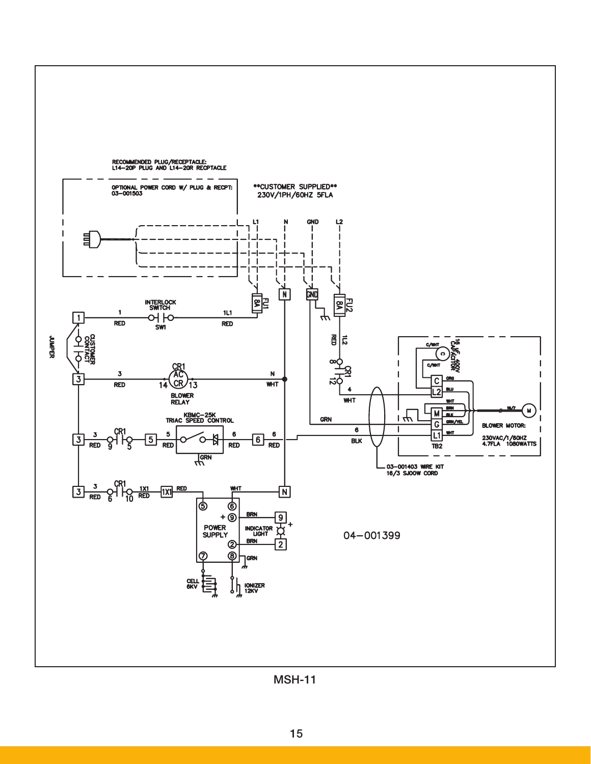RECOMMENDED PLUG/RECEPTACLE:
L14-20P PLUG AND L14-20R RECPTACLE

OPTIONAL POWER CORD W/ PLUG & RECPT:
03-001503

**CUSTOMER SUPPLIED**
230V/1PH/60HZ 5FLA

L1 N GND L2

FU1 8A

N

GND

FU2 8A

INTERLOCK SWITCH

SW1

1 RED

1L1 RED

JUMPER

CUSTOMER CONTACT

CR1 AC CR

14 13

BLOWER RELAY

3 RED

N WHT

RED 1L2

8 CR1 12

4 WHT

16 UF 400V CAPACITOR

C/WHT

C

C/WHT

C ORG

L2 BLU

M WHT BRN BLK

G GRN/YEL

L1 WHT

TB2

16/7

M

BLOWER MOTOR:
230VAC/1/60HZ
4.7FLA 1080WATTS

KBMC-25K
TRIAC SPEED CONTROL

3 RED CR1 9 5

5 5 RED

GRN

6 RED 6 6 RED

GRN

6 BLK

03-001403 WIRE KIT
16/3 SJOOW CORD

3 RED CR1 6 10

1X1 RED 1X1 RED

WHT N

POWER SUPPLY

5 6 + 9 2 7 8

BRN 9

INDICATOR LIGHT

BRN 2

GRN

CELL 6KV

IONIZER 12KV

04-001399

MSH-11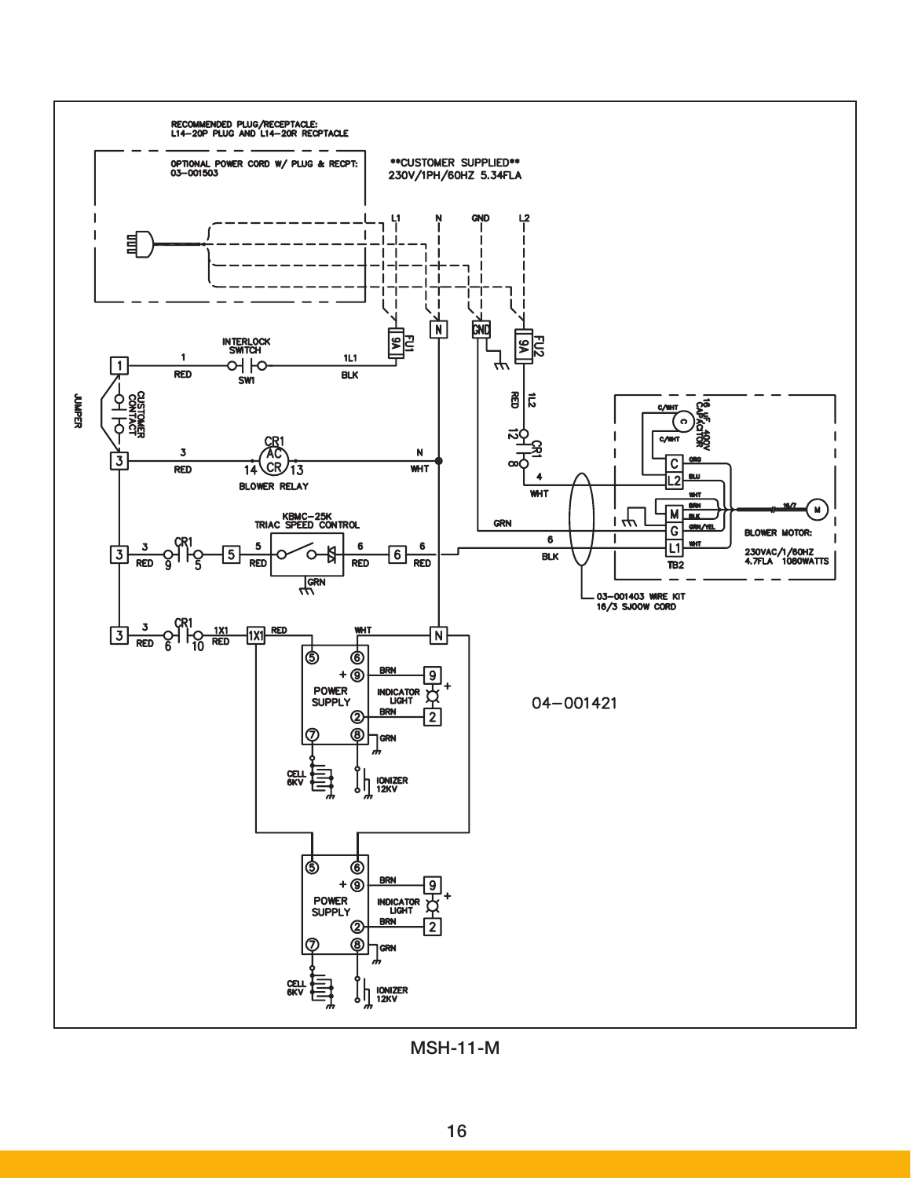RECOMMENDED PLUG/RECEPTACLE:
L14-20P PLUG AND L14-20R RECPTACLE

OPTIONAL POWER CORD W/ PLUG & RECPT:
03-001503

**CUSTOMER SUPPLIED**
230V/1PH/60HZ 5.34FLA

L1 N GND L2

FU1 9A

FU2 9A

INTERLOCK SWITCH SW1

1 RED

1L1 BLK

JUMPER

CUSTOMER CONTACT

3 RED

CR1 AC CR 14 13

BLOWER RELAY

N WHT

KBMC-25K TRIAC SPEED CONTROL

3 RED CR1 9 5

5 RED

6 RED

6 RED

GRN

3 RED CR1 6 10

1X1 RED

RED WHT

RED 1L2 12 CR1 8

4 WHT

GRN

6 BLK

16 UF 400V CAPACITOR

C/WHT

C/WHT

C ORG

L2 BLU

WHT BRN

M BLK

G GRN/YEL

L1 WHT

TB2

16/7

BLOWER MOTOR:
230VAC/1/60HZ
4.7FLA 1080WATTS

03-001403 WIRE KIT
16/3 SJOOW CORD

POWER SUPPLY

INDICATOR LIGHT

BRN

BRN

GRN

CELL 6KV

IONIZER 12KV

04-001421

POWER SUPPLY

INDICATOR LIGHT

BRN

BRN

GRN

CELL 6KV

IONIZER 12KV

MSH-11-M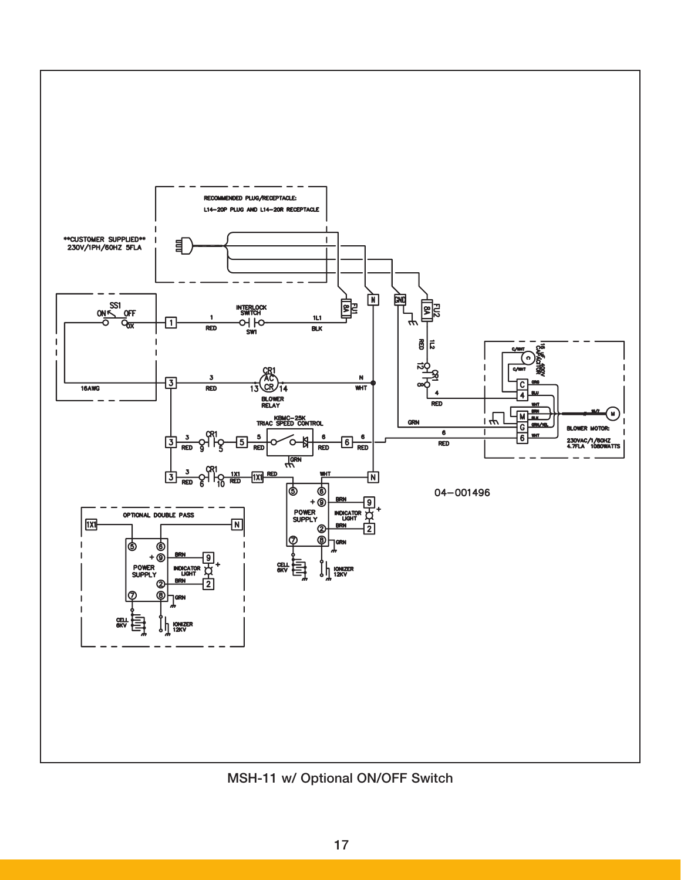RECOMMENDED PLUG/RECEPTACLE:
L14-20P PLUG AND L14-20R RECEPTACLE

**CUSTOMER SUPPLIED**
230V/1PH/60HZ 5FLA

SS1 ON OFF

INTERLOCK SWITCH SW1

1L1 BLK

FU1 8A

N

GND

FU2 8A

1L2 RED

CR1 BLOWER RELAY

KBMC-25K TRIAC SPEED CONTROL

16AWG

16 uF 400V CAPACITOR

BLOWER MOTOR: 230VAC/1/60HZ 4.7FLA 1080WATTS

POWER SUPPLY

INDICATOR LIGHT

CELL 6KV

IONIZER 12KV

04-001496

OPTIONAL DOUBLE PASS

MSH-11 w/ Optional ON/OFF Switch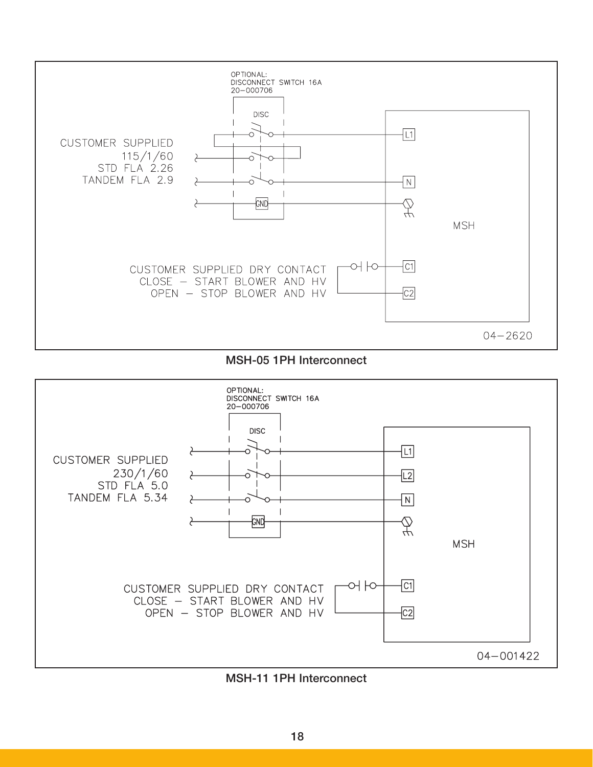OPTIONAL:
DISCONNECT SWITCH 16A
20–000706

DISC

CUSTOMER SUPPLIED
115/1/60
STD FLA 2.26
TANDEM FLA 2.9

L1

N

GND

MSH

CUSTOMER SUPPLIED DRY CONTACT
CLOSE – START BLOWER AND HV
OPEN – STOP BLOWER AND HV

C1

C2

04–2620

**MSH-05 1PH Interconnect**

OPTIONAL:
DISCONNECT SWITCH 16A
20–000706

DISC

CUSTOMER SUPPLIED
230/1/60
STD FLA 5.0
TANDEM FLA 5.34

L1

L2

N

GND

MSH

CUSTOMER SUPPLIED DRY CONTACT
CLOSE – START BLOWER AND HV
OPEN – STOP BLOWER AND HV

C1

C2

04–001422

**MSH-11 1PH Interconnect**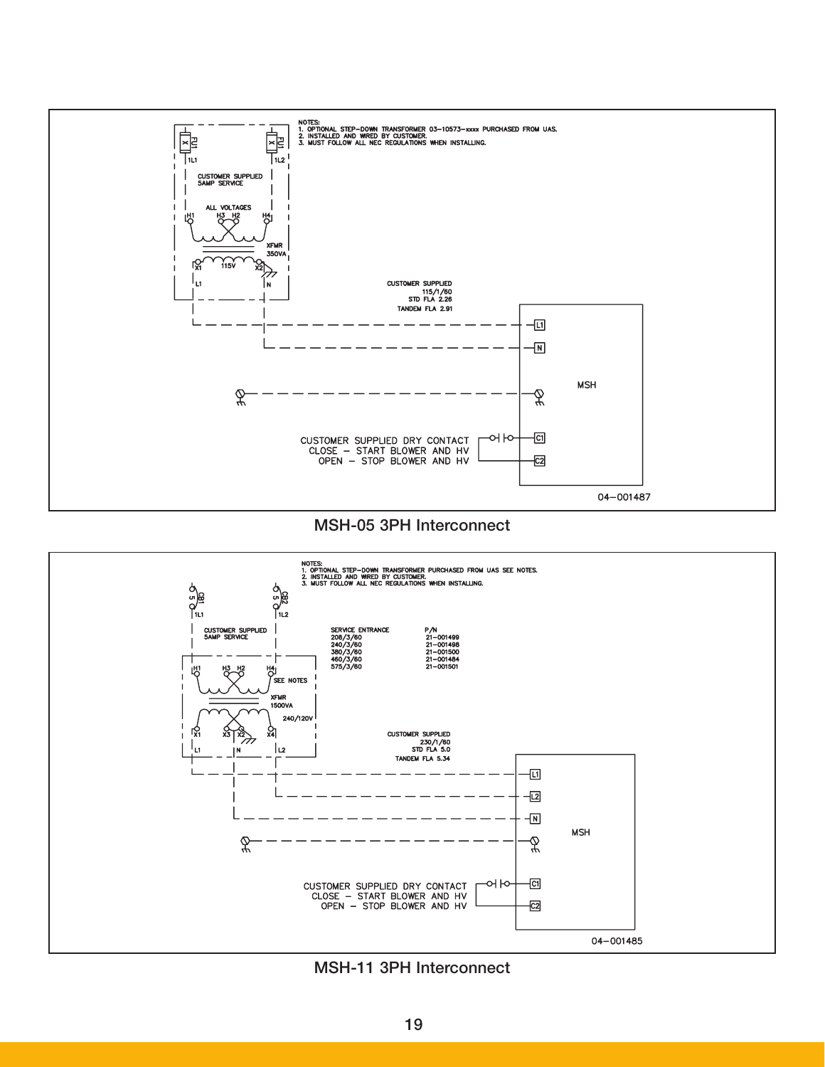NOTES:
1. OPTIONAL STEP-DOWN TRANSFORMER 03-10573-xxxx PURCHASED FROM UAS.
2. INSTALLED AND WIRED BY CUSTOMER.
3. MUST FOLLOW ALL NEC REGULATIONS WHEN INSTALLING.

FU1 1L1 FU1 1L2

CUSTOMER SUPPLIED 5AMP SERVICE

ALL VOLTAGES H1 H3 H2 H4

XFMR 350VA

X1 115V X2

L1 N

CUSTOMER SUPPLIED
115/1/60
STD FLA 2.26
TANDEM FLA 2.91

L1 N MSH

CUSTOMER SUPPLIED DRY CONTACT
CLOSE – START BLOWER AND HV
OPEN – STOP BLOWER AND HV

C1 C2

04–001487

MSH-05 3PH Interconnect

NOTES:
1. OPTIONAL STEP-DOWN TRANSFORMER PURCHASED FROM UAS SEE NOTES.
2. INSTALLED AND WIRED BY CUSTOMER.
3. MUST FOLLOW ALL NEC REGULATIONS WHEN INSTALLING.

CB1 5 1L1 CB2 5 1L2

CUSTOMER SUPPLIED 5AMP SERVICE

| SERVICE ENTRANCE | P/N |
|---|---|
| 208/3/60 | 21–001499 |
| 240/3/60 | 21–001498 |
| 380/3/60 | 21–001500 |
| 460/3/60 | 21–001484 |
| 575/3/60 | 21–001501 |

H1 H3 H2 H4 SEE NOTES

XFMR 1500VA

240/120V

X1 X3 X2 X4

L1 N L2

CUSTOMER SUPPLIED
230/1/60
STD FLA 5.0
TANDEM FLA 5.34

L1 L2 N MSH

CUSTOMER SUPPLIED DRY CONTACT
CLOSE – START BLOWER AND HV
OPEN – STOP BLOWER AND HV

C1 C2

04–001485

MSH-11 3PH Interconnect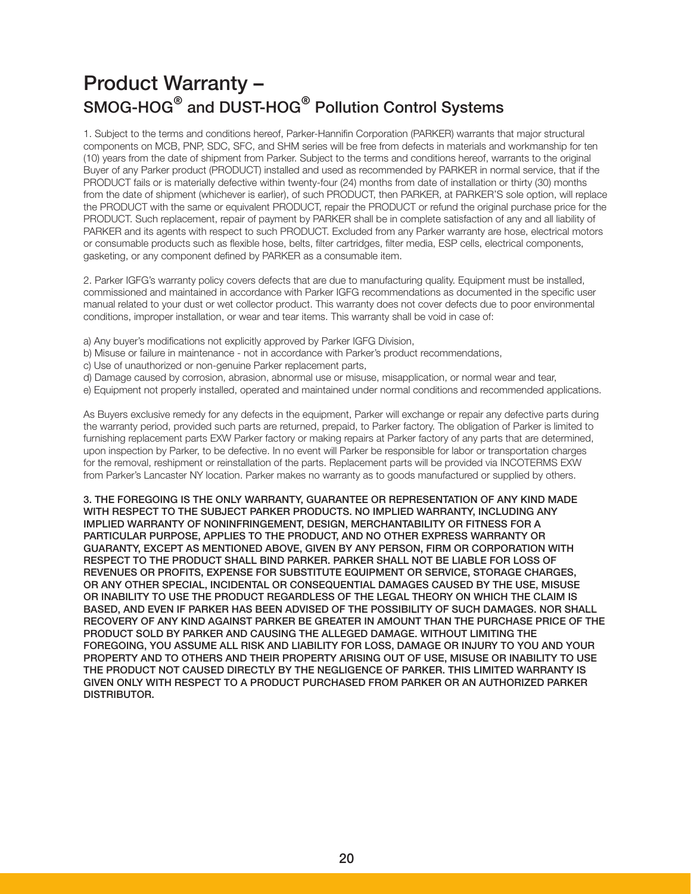# Product Warranty –
## SMOG-HOG® and DUST-HOG® Pollution Control Systems

1. Subject to the terms and conditions hereof, Parker-Hannifin Corporation (PARKER) warrants that major structural components on MCB, PNP, SDC, SFC, and SHM series will be free from defects in materials and workmanship for ten (10) years from the date of shipment from Parker. Subject to the terms and conditions hereof, warrants to the original Buyer of any Parker product (PRODUCT) installed and used as recommended by PARKER in normal service, that if the PRODUCT fails or is materially defective within twenty-four (24) months from date of installation or thirty (30) months from the date of shipment (whichever is earlier), of such PRODUCT, then PARKER, at PARKER'S sole option, will replace the PRODUCT with the same or equivalent PRODUCT, repair the PRODUCT or refund the original purchase price for the PRODUCT. Such replacement, repair of payment by PARKER shall be in complete satisfaction of any and all liability of PARKER and its agents with respect to such PRODUCT. Excluded from any Parker warranty are hose, electrical motors or consumable products such as flexible hose, belts, filter cartridges, filter media, ESP cells, electrical components, gasketing, or any component defined by PARKER as a consumable item.

2. Parker IGFG's warranty policy covers defects that are due to manufacturing quality. Equipment must be installed, commissioned and maintained in accordance with Parker IGFG recommendations as documented in the specific user manual related to your dust or wet collector product. This warranty does not cover defects due to poor environmental conditions, improper installation, or wear and tear items. This warranty shall be void in case of:

a) Any buyer's modifications not explicitly approved by Parker IGFG Division,
b) Misuse or failure in maintenance - not in accordance with Parker's product recommendations,
c) Use of unauthorized or non-genuine Parker replacement parts,
d) Damage caused by corrosion, abrasion, abnormal use or misuse, misapplication, or normal wear and tear,
e) Equipment not properly installed, operated and maintained under normal conditions and recommended applications.

As Buyers exclusive remedy for any defects in the equipment, Parker will exchange or repair any defective parts during the warranty period, provided such parts are returned, prepaid, to Parker factory. The obligation of Parker is limited to furnishing replacement parts EXW Parker factory or making repairs at Parker factory of any parts that are determined, upon inspection by Parker, to be defective. In no event will Parker be responsible for labor or transportation charges for the removal, reshipment or reinstallation of the parts. Replacement parts will be provided via INCOTERMS EXW from Parker's Lancaster NY location. Parker makes no warranty as to goods manufactured or supplied by others.

**3. THE FOREGOING IS THE ONLY WARRANTY, GUARANTEE OR REPRESENTATION OF ANY KIND MADE WITH RESPECT TO THE SUBJECT PARKER PRODUCTS. NO IMPLIED WARRANTY, INCLUDING ANY IMPLIED WARRANTY OF NONINFRINGEMENT, DESIGN, MERCHANTABILITY OR FITNESS FOR A PARTICULAR PURPOSE, APPLIES TO THE PRODUCT, AND NO OTHER EXPRESS WARRANTY OR GUARANTY, EXCEPT AS MENTIONED ABOVE, GIVEN BY ANY PERSON, FIRM OR CORPORATION WITH RESPECT TO THE PRODUCT SHALL BIND PARKER. PARKER SHALL NOT BE LIABLE FOR LOSS OF REVENUES OR PROFITS, EXPENSE FOR SUBSTITUTE EQUIPMENT OR SERVICE, STORAGE CHARGES, OR ANY OTHER SPECIAL, INCIDENTAL OR CONSEQUENTIAL DAMAGES CAUSED BY THE USE, MISUSE OR INABILITY TO USE THE PRODUCT REGARDLESS OF THE LEGAL THEORY ON WHICH THE CLAIM IS BASED, AND EVEN IF PARKER HAS BEEN ADVISED OF THE POSSIBILITY OF SUCH DAMAGES. NOR SHALL RECOVERY OF ANY KIND AGAINST PARKER BE GREATER IN AMOUNT THAN THE PURCHASE PRICE OF THE PRODUCT SOLD BY PARKER AND CAUSING THE ALLEGED DAMAGE. WITHOUT LIMITING THE FOREGOING, YOU ASSUME ALL RISK AND LIABILITY FOR LOSS, DAMAGE OR INJURY TO YOU AND YOUR PROPERTY AND TO OTHERS AND THEIR PROPERTY ARISING OUT OF USE, MISUSE OR INABILITY TO USE THE PRODUCT NOT CAUSED DIRECTLY BY THE NEGLIGENCE OF PARKER. THIS LIMITED WARRANTY IS GIVEN ONLY WITH RESPECT TO A PRODUCT PURCHASED FROM PARKER OR AN AUTHORIZED PARKER DISTRIBUTOR.**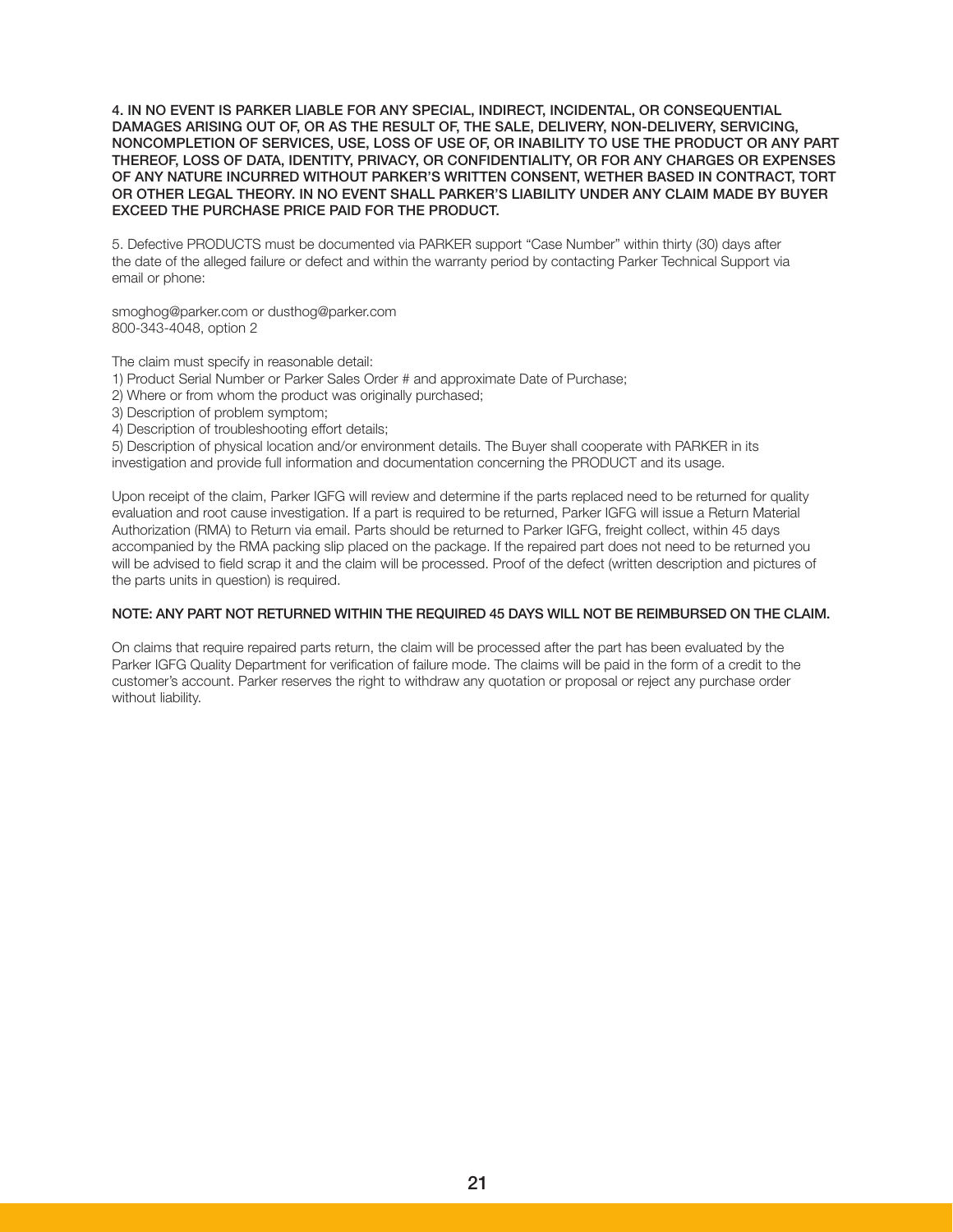**4. IN NO EVENT IS PARKER LIABLE FOR ANY SPECIAL, INDIRECT, INCIDENTAL, OR CONSEQUENTIAL DAMAGES ARISING OUT OF, OR AS THE RESULT OF, THE SALE, DELIVERY, NON-DELIVERY, SERVICING, NONCOMPLETION OF SERVICES, USE, LOSS OF USE OF, OR INABILITY TO USE THE PRODUCT OR ANY PART THEREOF, LOSS OF DATA, IDENTITY, PRIVACY, OR CONFIDENTIALITY, OR FOR ANY CHARGES OR EXPENSES OF ANY NATURE INCURRED WITHOUT PARKER'S WRITTEN CONSENT, WETHER BASED IN CONTRACT, TORT OR OTHER LEGAL THEORY. IN NO EVENT SHALL PARKER'S LIABILITY UNDER ANY CLAIM MADE BY BUYER EXCEED THE PURCHASE PRICE PAID FOR THE PRODUCT.**

5. Defective PRODUCTS must be documented via PARKER support "Case Number" within thirty (30) days after the date of the alleged failure or defect and within the warranty period by contacting Parker Technical Support via email or phone:

smoghog@parker.com or dusthog@parker.com
800-343-4048, option 2

The claim must specify in reasonable detail:

1) Product Serial Number or Parker Sales Order # and approximate Date of Purchase;
2) Where or from whom the product was originally purchased;
3) Description of problem symptom;
4) Description of troubleshooting effort details;
5) Description of physical location and/or environment details. The Buyer shall cooperate with PARKER in its investigation and provide full information and documentation concerning the PRODUCT and its usage.

Upon receipt of the claim, Parker IGFG will review and determine if the parts replaced need to be returned for quality evaluation and root cause investigation. If a part is required to be returned, Parker IGFG will issue a Return Material Authorization (RMA) to Return via email. Parts should be returned to Parker IGFG, freight collect, within 45 days accompanied by the RMA packing slip placed on the package. If the repaired part does not need to be returned you will be advised to field scrap it and the claim will be processed. Proof of the defect (written description and pictures of the parts units in question) is required.

**NOTE: ANY PART NOT RETURNED WITHIN THE REQUIRED 45 DAYS WILL NOT BE REIMBURSED ON THE CLAIM.**

On claims that require repaired parts return, the claim will be processed after the part has been evaluated by the Parker IGFG Quality Department for verification of failure mode. The claims will be paid in the form of a credit to the customer's account. Parker reserves the right to withdraw any quotation or proposal or reject any purchase order without liability.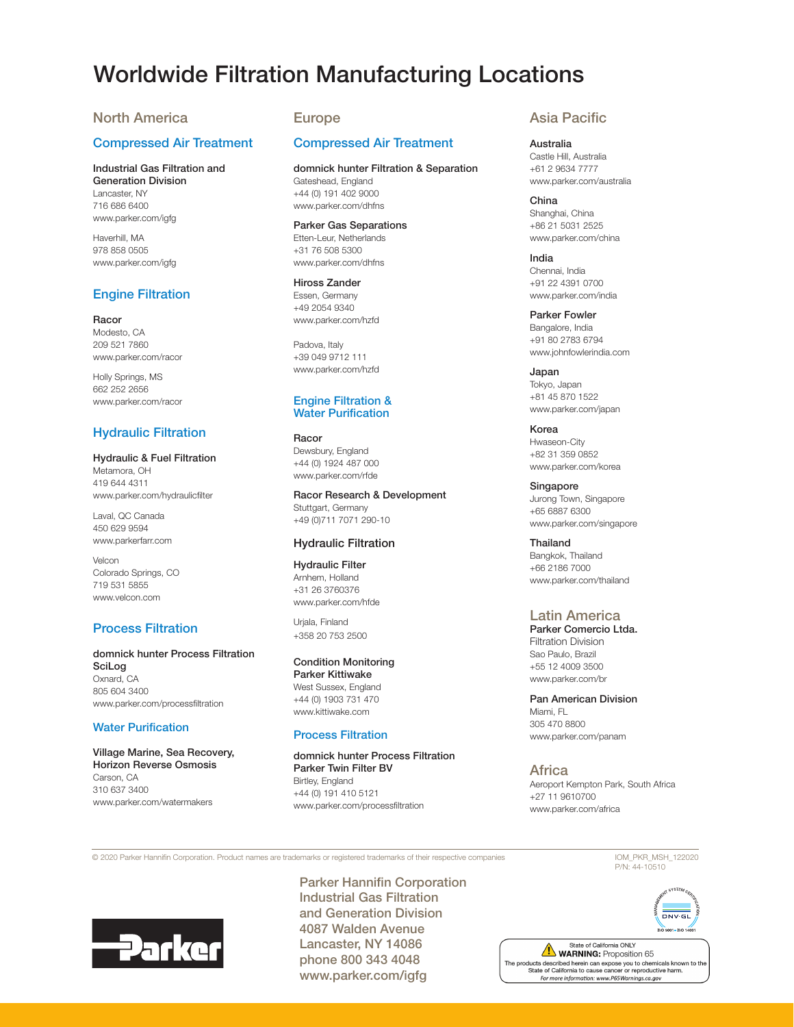# Worldwide Filtration Manufacturing Locations

## North America

### Compressed Air Treatment

**Industrial Gas Filtration and Generation Division**
Lancaster, NY
716 686 6400
www.parker.com/igfg

Haverhill, MA
978 858 0505
www.parker.com/igfg

### Engine Filtration

**Racor**
Modesto, CA
209 521 7860
www.parker.com/racor

Holly Springs, MS
662 252 2656
www.parker.com/racor

### Hydraulic Filtration

**Hydraulic & Fuel Filtration**
Metamora, OH
419 644 4311
www.parker.com/hydraulicfilter

Laval, QC Canada
450 629 9594
www.parkerfarr.com

Velcon
Colorado Springs, CO
719 531 5855
www.velcon.com

### Process Filtration

**domnick hunter Process Filtration SciLog**
Oxnard, CA
805 604 3400
www.parker.com/processfiltration

### Water Purification

**Village Marine, Sea Recovery, Horizon Reverse Osmosis**
Carson, CA
310 637 3400
www.parker.com/watermakers

## Europe

### Compressed Air Treatment

**domnick hunter Filtration & Separation**
Gateshead, England
+44 (0) 191 402 9000
www.parker.com/dhfns

**Parker Gas Separations**
Etten-Leur, Netherlands
+31 76 508 5300
www.parker.com/dhfns

**Hiross Zander**
Essen, Germany
+49 2054 9340
www.parker.com/hzfd

Padova, Italy
+39 049 9712 111
www.parker.com/hzfd

### Engine Filtration & Water Purification

**Racor**
Dewsbury, England
+44 (0) 1924 487 000
www.parker.com/rfde

**Racor Research & Development**
Stuttgart, Germany
+49 (0)711 7071 290-10

### Hydraulic Filtration

**Hydraulic Filter**
Arnhem, Holland
+31 26 3760376
www.parker.com/hfde

Urjala, Finland
+358 20 753 2500

**Condition Monitoring**
**Parker Kittiwake**
West Sussex, England
+44 (0) 1903 731 470
www.kittiwake.com

### Process Filtration

**domnick hunter Process Filtration Parker Twin Filter BV**
Birtley, England
+44 (0) 191 410 5121
www.parker.com/processfiltration

## Asia Pacific

**Australia**
Castle Hill, Australia
+61 2 9634 7777
www.parker.com/australia

**China**
Shanghai, China
+86 21 5031 2525
www.parker.com/china

**India**
Chennai, India
+91 22 4391 0700
www.parker.com/india

**Parker Fowler**
Bangalore, India
+91 80 2783 6794
www.johnfowlerindia.com

**Japan**
Tokyo, Japan
+81 45 870 1522
www.parker.com/japan

**Korea**
Hwaseon-City
+82 31 359 0852
www.parker.com/korea

**Singapore**
Jurong Town, Singapore
+65 6887 6300
www.parker.com/singapore

**Thailand**
Bangkok, Thailand
+66 2186 7000
www.parker.com/thailand

## Latin America

**Parker Comercio Ltda.**
Filtration Division
Sao Paulo, Brazil
+55 12 4009 3500
www.parker.com/br

**Pan American Division**
Miami, FL
305 470 8800
www.parker.com/panam

## Africa

Aeroport Kempton Park, South Africa
+27 11 9610700
www.parker.com/africa

© 2020 Parker Hannifin Corporation. Product names are trademarks or registered trademarks of their respective companies

IOM_PKR_MSH_122020
P/N: 44-10510

Parker Hannifin Corporation
Industrial Gas Filtration and Generation Division
4087 Walden Avenue
Lancaster, NY 14086
phone 800 343 4048
www.parker.com/igfg

State of California ONLY
**WARNING:** Proposition 65
The products described herein can expose you to chemicals known to the State of California to cause cancer or reproductive harm.
*For more information: www.P65Warnings.ca.gov*